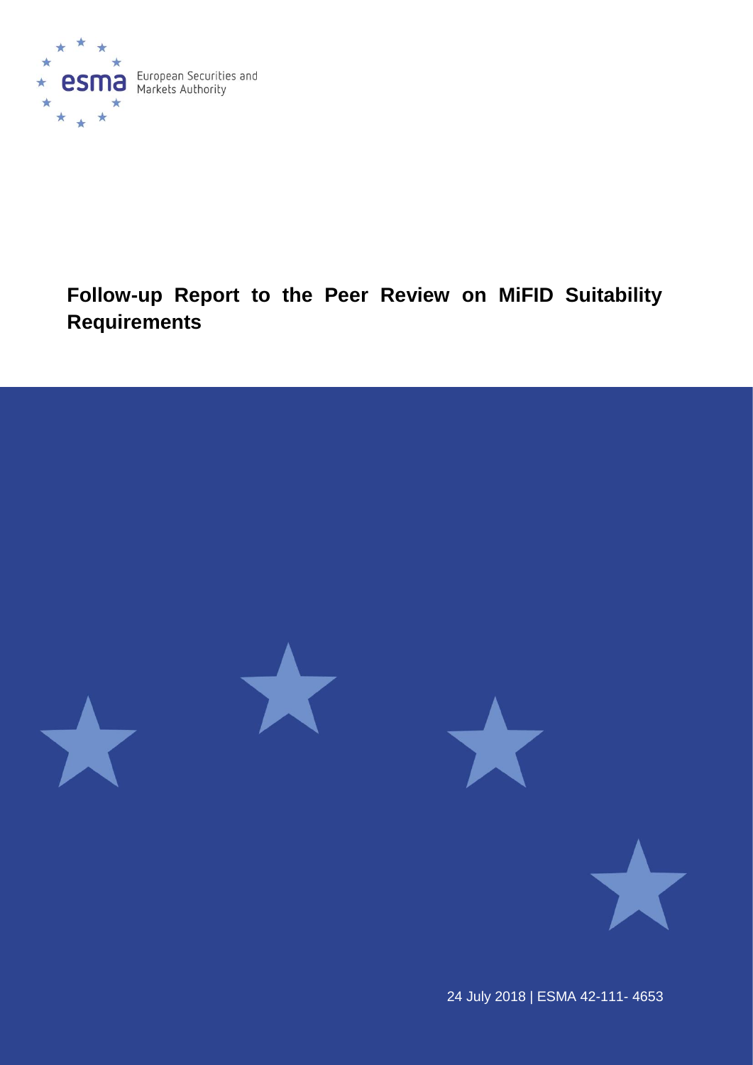European Securities and Markets Authority

# Follow-up Report to the Peer Review on MiFID Suitability Requirements

24 July 2018 | ESMA 42-111- 4653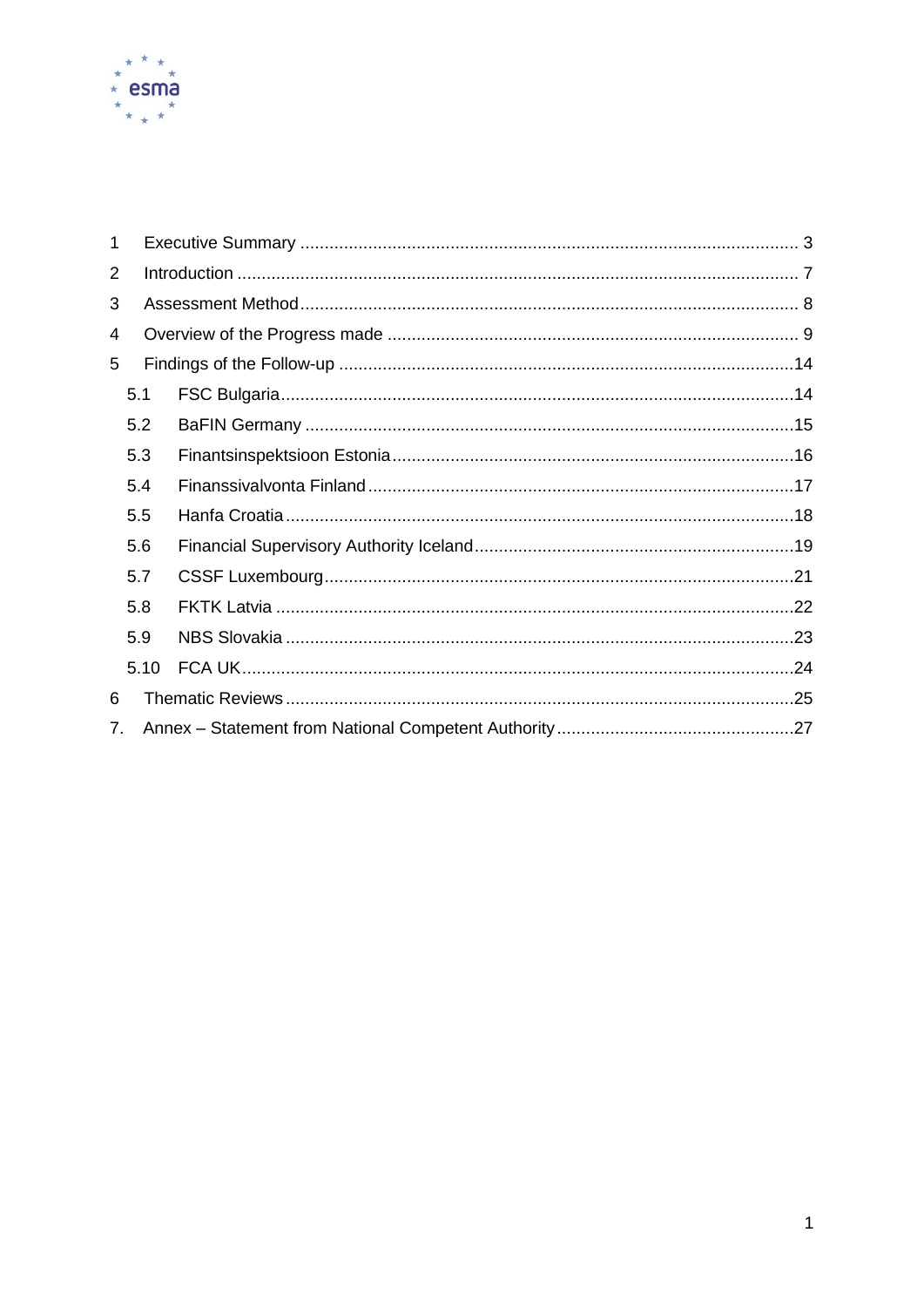1 Executive Summary ..... 3

2 Introduction ..... 7

3 Assessment Method ..... 8

4 Overview of the Progress made ..... 9

5 Findings of the Follow-up ..... 14

- 5.1 FSC Bulgaria ..... 14
- 5.2 BaFIN Germany ..... 15
- 5.3 Finantsinspektsioon Estonia ..... 16
- 5.4 Finanssivalvonta Finland ..... 17
- 5.5 Hanfa Croatia ..... 18
- 5.6 Financial Supervisory Authority Iceland ..... 19
- 5.7 CSSF Luxembourg ..... 21
- 5.8 FKTK Latvia ..... 22
- 5.9 NBS Slovakia ..... 23
- 5.10 FCA UK ..... 24

6 Thematic Reviews ..... 25

7. Annex – Statement from National Competent Authority ..... 27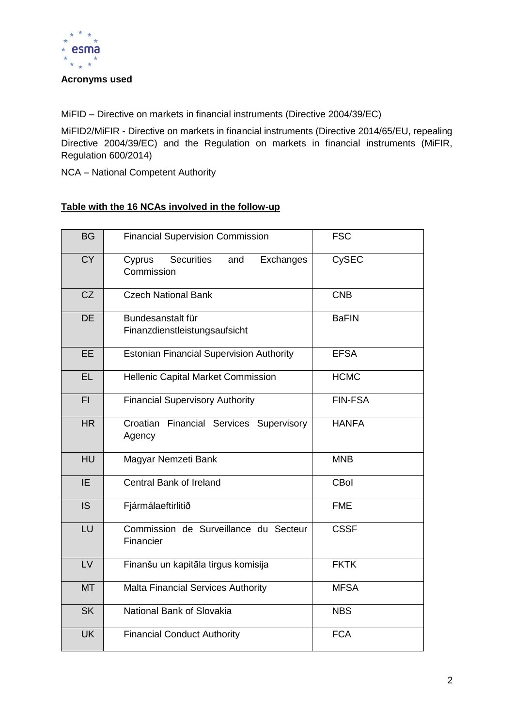**Acronyms used**

MiFID – Directive on markets in financial instruments (Directive 2004/39/EC)

MiFID2/MiFIR - Directive on markets in financial instruments (Directive 2014/65/EU, repealing Directive 2004/39/EC) and the Regulation on markets in financial instruments (MiFIR, Regulation 600/2014)

NCA – National Competent Authority

**Table with the 16 NCAs involved in the follow-up**

| | | |
|---|---|---|
| BG | Financial Supervision Commission | FSC |
| CY | Cyprus Securities and Exchanges Commission | CySEC |
| CZ | Czech National Bank | CNB |
| DE | Bundesanstalt für Finanzdienstleistungsaufsicht | BaFIN |
| EE | Estonian Financial Supervision Authority | EFSA |
| EL | Hellenic Capital Market Commission | HCMC |
| FI | Financial Supervisory Authority | FIN-FSA |
| HR | Croatian Financial Services Supervisory Agency | HANFA |
| HU | Magyar Nemzeti Bank | MNB |
| IE | Central Bank of Ireland | CBoI |
| IS | Fjármálaeftirlitið | FME |
| LU | Commission de Surveillance du Secteur Financier | CSSF |
| LV | Finanšu un kapitāla tirgus komisija | FKTK |
| MT | Malta Financial Services Authority | MFSA |
| SK | National Bank of Slovakia | NBS |
| UK | Financial Conduct Authority | FCA |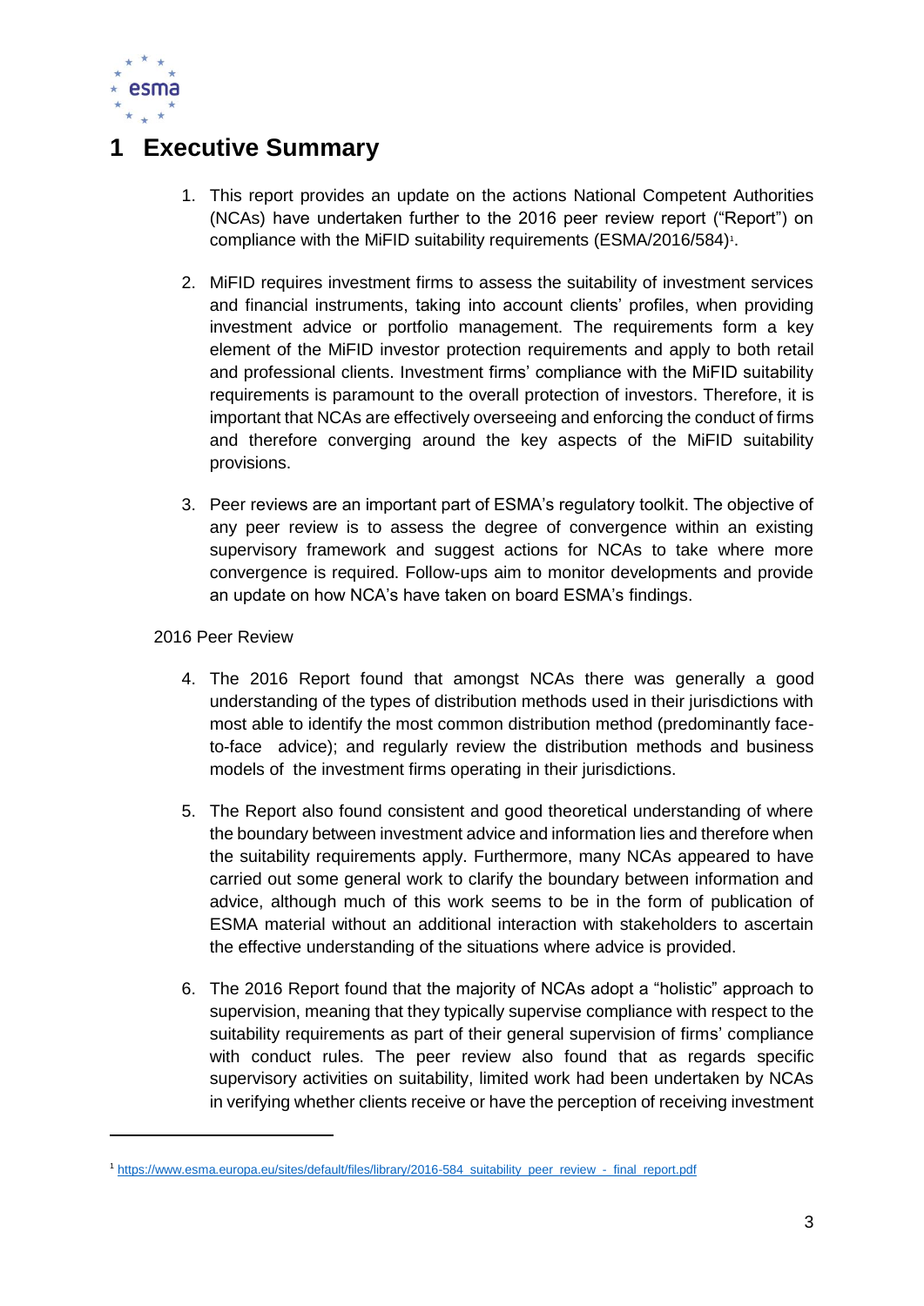# 1 Executive Summary

1. This report provides an update on the actions National Competent Authorities (NCAs) have undertaken further to the 2016 peer review report ("Report") on compliance with the MiFID suitability requirements (ESMA/2016/584)[1].

2. MiFID requires investment firms to assess the suitability of investment services and financial instruments, taking into account clients' profiles, when providing investment advice or portfolio management. The requirements form a key element of the MiFID investor protection requirements and apply to both retail and professional clients. Investment firms' compliance with the MiFID suitability requirements is paramount to the overall protection of investors. Therefore, it is important that NCAs are effectively overseeing and enforcing the conduct of firms and therefore converging around the key aspects of the MiFID suitability provisions.

3. Peer reviews are an important part of ESMA's regulatory toolkit. The objective of any peer review is to assess the degree of convergence within an existing supervisory framework and suggest actions for NCAs to take where more convergence is required. Follow-ups aim to monitor developments and provide an update on how NCA's have taken on board ESMA's findings.

2016 Peer Review

4. The 2016 Report found that amongst NCAs there was generally a good understanding of the types of distribution methods used in their jurisdictions with most able to identify the most common distribution method (predominantly face-to-face advice); and regularly review the distribution methods and business models of the investment firms operating in their jurisdictions.

5. The Report also found consistent and good theoretical understanding of where the boundary between investment advice and information lies and therefore when the suitability requirements apply. Furthermore, many NCAs appeared to have carried out some general work to clarify the boundary between information and advice, although much of this work seems to be in the form of publication of ESMA material without an additional interaction with stakeholders to ascertain the effective understanding of the situations where advice is provided.

6. The 2016 Report found that the majority of NCAs adopt a "holistic" approach to supervision, meaning that they typically supervise compliance with respect to the suitability requirements as part of their general supervision of firms' compliance with conduct rules. The peer review also found that as regards specific supervisory activities on suitability, limited work had been undertaken by NCAs in verifying whether clients receive or have the perception of receiving investment

[1] https://www.esma.europa.eu/sites/default/files/library/2016-584_suitability_peer_review_-_final_report.pdf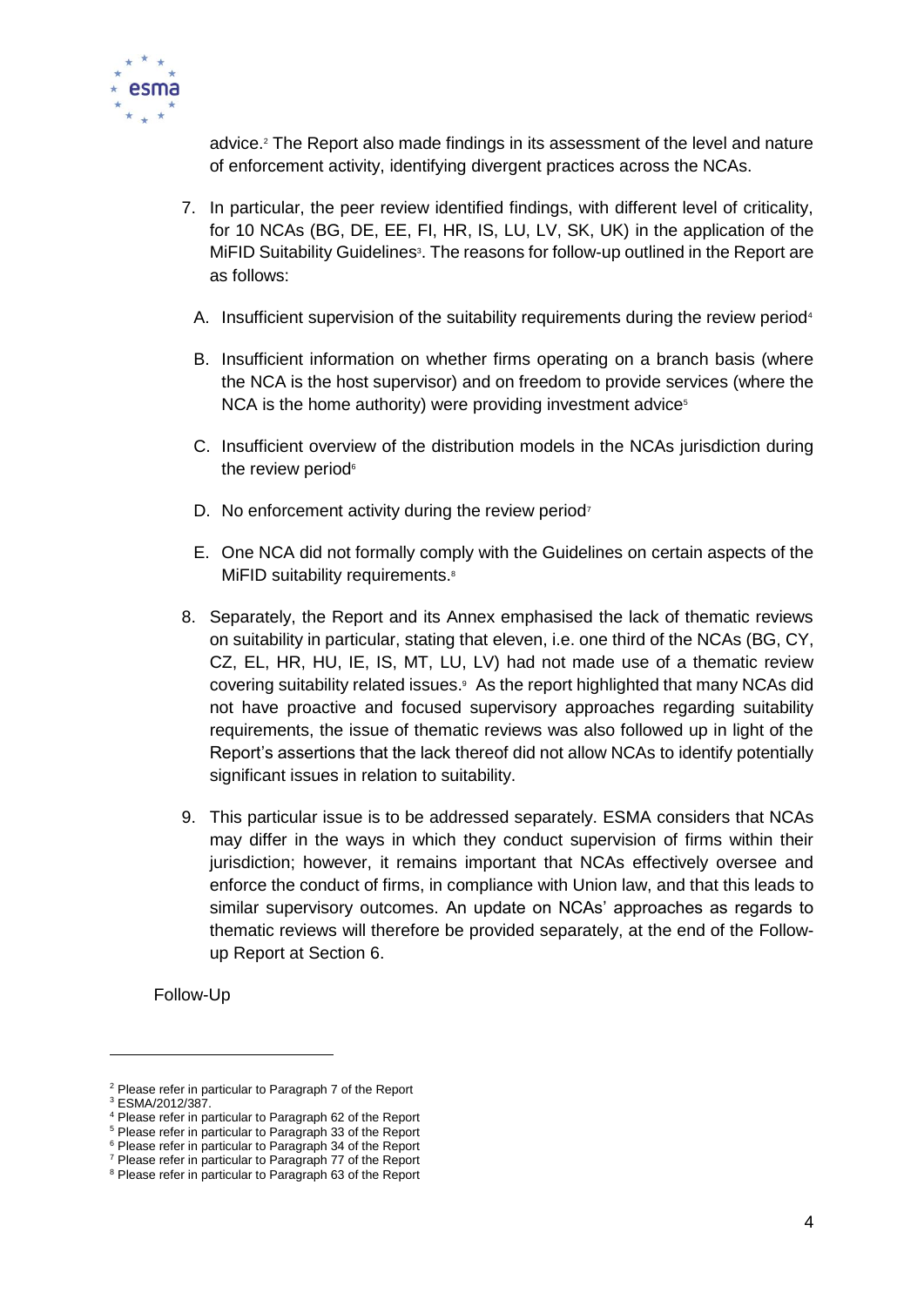advice.[2] The Report also made findings in its assessment of the level and nature of enforcement activity, identifying divergent practices across the NCAs.

7. In particular, the peer review identified findings, with different level of criticality, for 10 NCAs (BG, DE, EE, FI, HR, IS, LU, LV, SK, UK) in the application of the MiFID Suitability Guidelines[3]. The reasons for follow-up outlined in the Report are as follows:

   A. Insufficient supervision of the suitability requirements during the review period[4]

   B. Insufficient information on whether firms operating on a branch basis (where the NCA is the host supervisor) and on freedom to provide services (where the NCA is the home authority) were providing investment advice[5]

   C. Insufficient overview of the distribution models in the NCAs jurisdiction during the review period[6]

   D. No enforcement activity during the review period[7]

   E. One NCA did not formally comply with the Guidelines on certain aspects of the MiFID suitability requirements.[8]

8. Separately, the Report and its Annex emphasised the lack of thematic reviews on suitability in particular, stating that eleven, i.e. one third of the NCAs (BG, CY, CZ, EL, HR, HU, IE, IS, MT, LU, LV) had not made use of a thematic review covering suitability related issues.[9] As the report highlighted that many NCAs did not have proactive and focused supervisory approaches regarding suitability requirements, the issue of thematic reviews was also followed up in light of the Report's assertions that the lack thereof did not allow NCAs to identify potentially significant issues in relation to suitability.

9. This particular issue is to be addressed separately. ESMA considers that NCAs may differ in the ways in which they conduct supervision of firms within their jurisdiction; however, it remains important that NCAs effectively oversee and enforce the conduct of firms, in compliance with Union law, and that this leads to similar supervisory outcomes. An update on NCAs' approaches as regards to thematic reviews will therefore be provided separately, at the end of the Follow-up Report at Section 6.

Follow-Up

---

[2] Please refer in particular to Paragraph 7 of the Report

[3] ESMA/2012/387.

[4] Please refer in particular to Paragraph 62 of the Report

[5] Please refer in particular to Paragraph 33 of the Report

[6] Please refer in particular to Paragraph 34 of the Report

[7] Please refer in particular to Paragraph 77 of the Report

[8] Please refer in particular to Paragraph 63 of the Report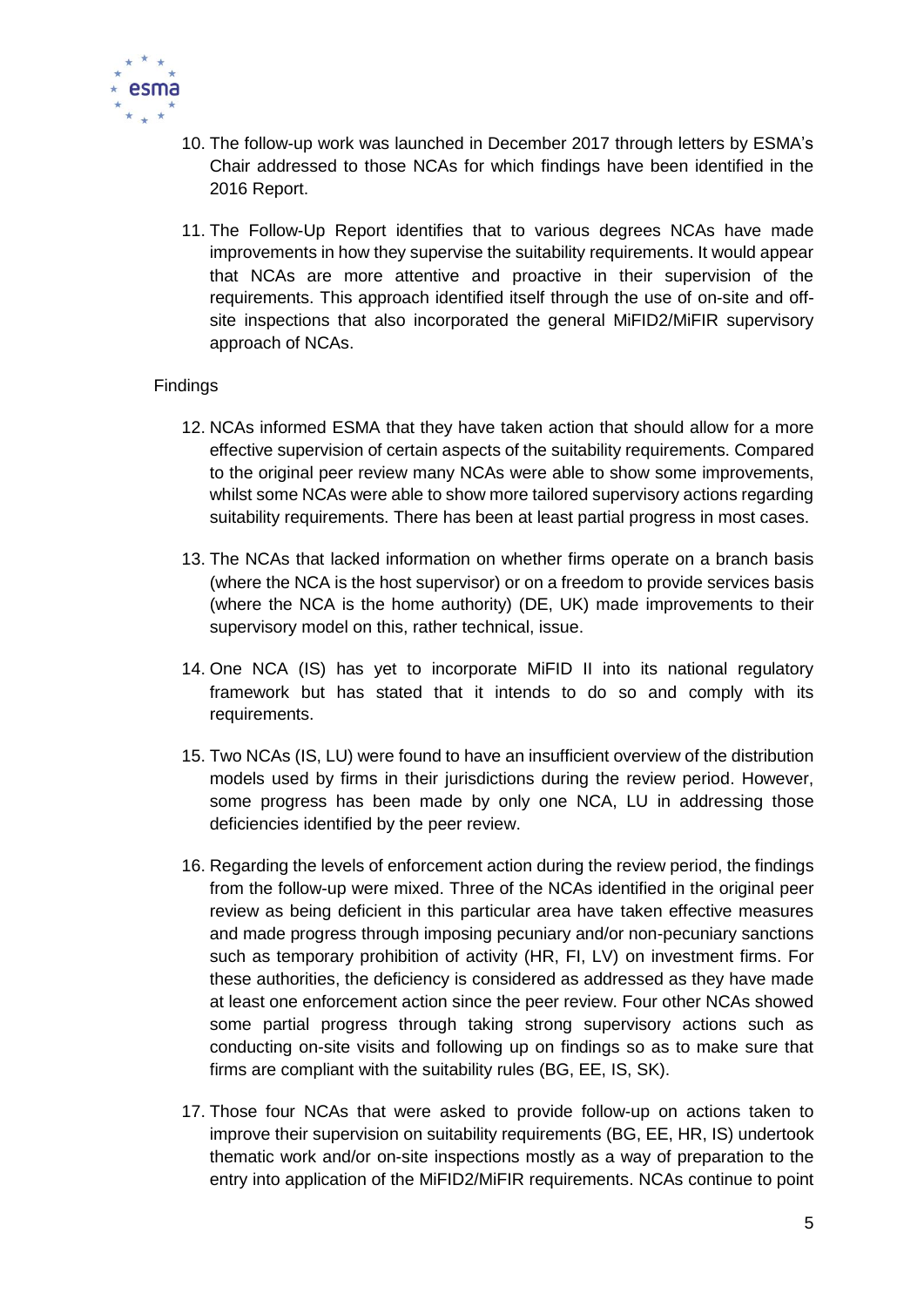10. The follow-up work was launched in December 2017 through letters by ESMA's Chair addressed to those NCAs for which findings have been identified in the 2016 Report.

11. The Follow-Up Report identifies that to various degrees NCAs have made improvements in how they supervise the suitability requirements. It would appear that NCAs are more attentive and proactive in their supervision of the requirements. This approach identified itself through the use of on-site and off-site inspections that also incorporated the general MiFID2/MiFIR supervisory approach of NCAs.

Findings

12. NCAs informed ESMA that they have taken action that should allow for a more effective supervision of certain aspects of the suitability requirements. Compared to the original peer review many NCAs were able to show some improvements, whilst some NCAs were able to show more tailored supervisory actions regarding suitability requirements. There has been at least partial progress in most cases.

13. The NCAs that lacked information on whether firms operate on a branch basis (where the NCA is the host supervisor) or on a freedom to provide services basis (where the NCA is the home authority) (DE, UK) made improvements to their supervisory model on this, rather technical, issue.

14. One NCA (IS) has yet to incorporate MiFID II into its national regulatory framework but has stated that it intends to do so and comply with its requirements.

15. Two NCAs (IS, LU) were found to have an insufficient overview of the distribution models used by firms in their jurisdictions during the review period. However, some progress has been made by only one NCA, LU in addressing those deficiencies identified by the peer review.

16. Regarding the levels of enforcement action during the review period, the findings from the follow-up were mixed. Three of the NCAs identified in the original peer review as being deficient in this particular area have taken effective measures and made progress through imposing pecuniary and/or non-pecuniary sanctions such as temporary prohibition of activity (HR, FI, LV) on investment firms. For these authorities, the deficiency is considered as addressed as they have made at least one enforcement action since the peer review. Four other NCAs showed some partial progress through taking strong supervisory actions such as conducting on-site visits and following up on findings so as to make sure that firms are compliant with the suitability rules (BG, EE, IS, SK).

17. Those four NCAs that were asked to provide follow-up on actions taken to improve their supervision on suitability requirements (BG, EE, HR, IS) undertook thematic work and/or on-site inspections mostly as a way of preparation to the entry into application of the MiFID2/MiFIR requirements. NCAs continue to point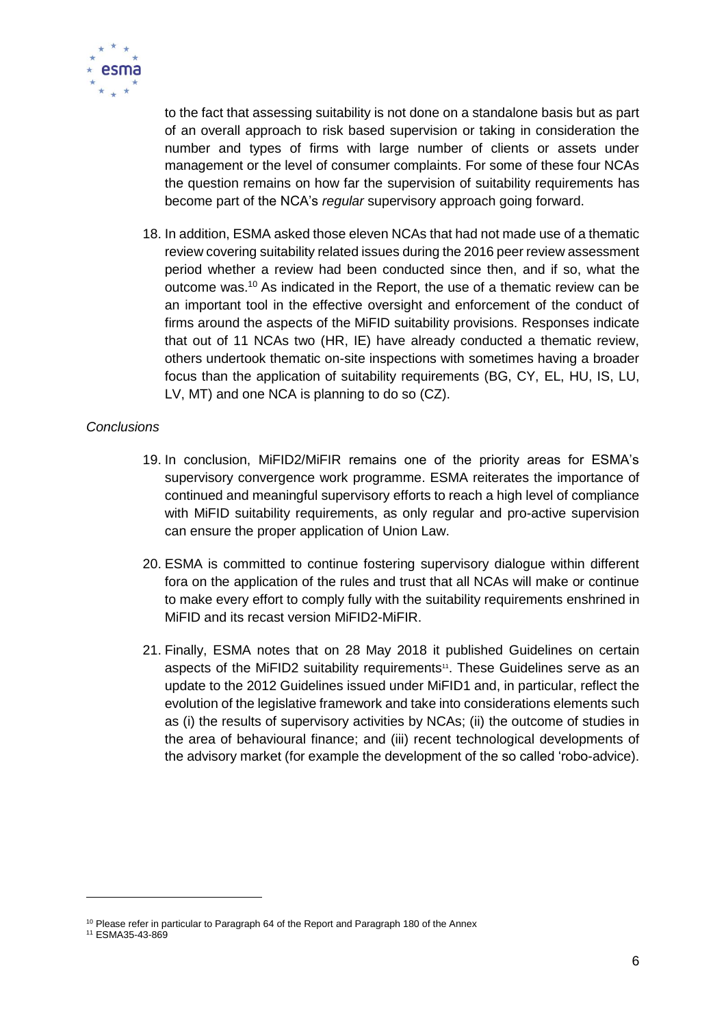to the fact that assessing suitability is not done on a standalone basis but as part of an overall approach to risk based supervision or taking in consideration the number and types of firms with large number of clients or assets under management or the level of consumer complaints. For some of these four NCAs the question remains on how far the supervision of suitability requirements has become part of the NCA's *regular* supervisory approach going forward.

18. In addition, ESMA asked those eleven NCAs that had not made use of a thematic review covering suitability related issues during the 2016 peer review assessment period whether a review had been conducted since then, and if so, what the outcome was.[10] As indicated in the Report, the use of a thematic review can be an important tool in the effective oversight and enforcement of the conduct of firms around the aspects of the MiFID suitability provisions. Responses indicate that out of 11 NCAs two (HR, IE) have already conducted a thematic review, others undertook thematic on-site inspections with sometimes having a broader focus than the application of suitability requirements (BG, CY, EL, HU, IS, LU, LV, MT) and one NCA is planning to do so (CZ).

*Conclusions*

19. In conclusion, MiFID2/MiFIR remains one of the priority areas for ESMA's supervisory convergence work programme. ESMA reiterates the importance of continued and meaningful supervisory efforts to reach a high level of compliance with MiFID suitability requirements, as only regular and pro-active supervision can ensure the proper application of Union Law.

20. ESMA is committed to continue fostering supervisory dialogue within different fora on the application of the rules and trust that all NCAs will make or continue to make every effort to comply fully with the suitability requirements enshrined in MiFID and its recast version MiFID2-MiFIR.

21. Finally, ESMA notes that on 28 May 2018 it published Guidelines on certain aspects of the MiFID2 suitability requirements[11]. These Guidelines serve as an update to the 2012 Guidelines issued under MiFID1 and, in particular, reflect the evolution of the legislative framework and take into considerations elements such as (i) the results of supervisory activities by NCAs; (ii) the outcome of studies in the area of behavioural finance; and (iii) recent technological developments of the advisory market (for example the development of the so called 'robo-advice).

---

[10] Please refer in particular to Paragraph 64 of the Report and Paragraph 180 of the Annex

[11] ESMA35-43-869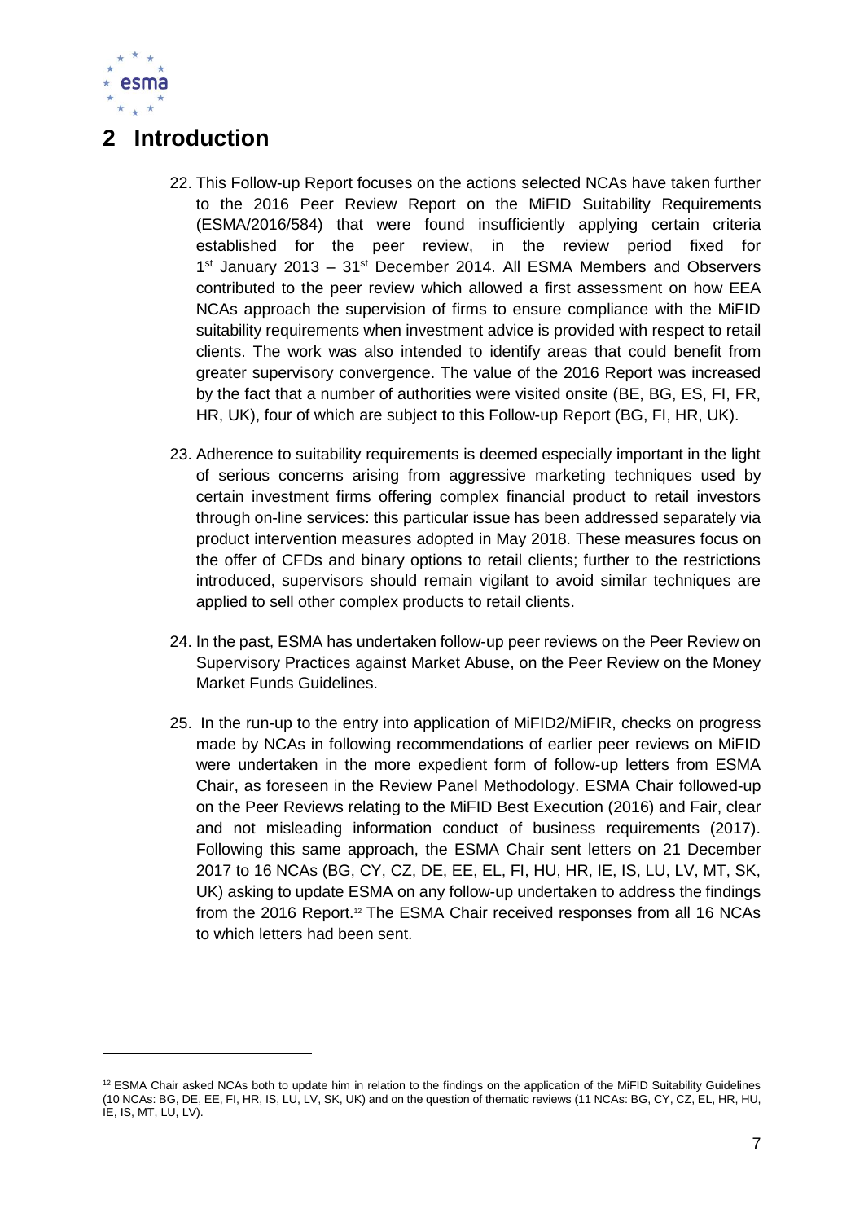# 2 Introduction

22. This Follow-up Report focuses on the actions selected NCAs have taken further to the 2016 Peer Review Report on the MiFID Suitability Requirements (ESMA/2016/584) that were found insufficiently applying certain criteria established for the peer review, in the review period fixed for 1st January 2013 – 31st December 2014. All ESMA Members and Observers contributed to the peer review which allowed a first assessment on how EEA NCAs approach the supervision of firms to ensure compliance with the MiFID suitability requirements when investment advice is provided with respect to retail clients. The work was also intended to identify areas that could benefit from greater supervisory convergence. The value of the 2016 Report was increased by the fact that a number of authorities were visited onsite (BE, BG, ES, FI, FR, HR, UK), four of which are subject to this Follow-up Report (BG, FI, HR, UK).

23. Adherence to suitability requirements is deemed especially important in the light of serious concerns arising from aggressive marketing techniques used by certain investment firms offering complex financial product to retail investors through on-line services: this particular issue has been addressed separately via product intervention measures adopted in May 2018. These measures focus on the offer of CFDs and binary options to retail clients; further to the restrictions introduced, supervisors should remain vigilant to avoid similar techniques are applied to sell other complex products to retail clients.

24. In the past, ESMA has undertaken follow-up peer reviews on the Peer Review on Supervisory Practices against Market Abuse, on the Peer Review on the Money Market Funds Guidelines.

25. In the run-up to the entry into application of MiFID2/MiFIR, checks on progress made by NCAs in following recommendations of earlier peer reviews on MiFID were undertaken in the more expedient form of follow-up letters from ESMA Chair, as foreseen in the Review Panel Methodology. ESMA Chair followed-up on the Peer Reviews relating to the MiFID Best Execution (2016) and Fair, clear and not misleading information conduct of business requirements (2017). Following this same approach, the ESMA Chair sent letters on 21 December 2017 to 16 NCAs (BG, CY, CZ, DE, EE, EL, FI, HU, HR, IE, IS, LU, LV, MT, SK, UK) asking to update ESMA on any follow-up undertaken to address the findings from the 2016 Report.[12] The ESMA Chair received responses from all 16 NCAs to which letters had been sent.

[12] ESMA Chair asked NCAs both to update him in relation to the findings on the application of the MiFID Suitability Guidelines (10 NCAs: BG, DE, EE, FI, HR, IS, LU, LV, SK, UK) and on the question of thematic reviews (11 NCAs: BG, CY, CZ, EL, HR, HU, IE, IS, MT, LU, LV).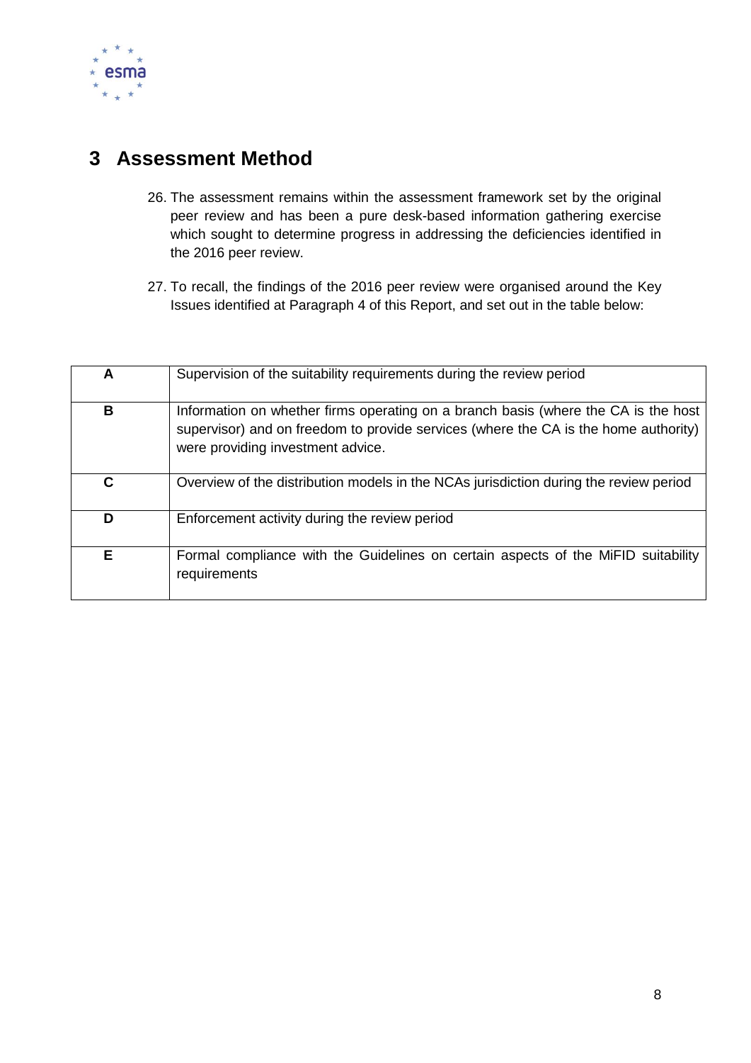# 3 Assessment Method

26. The assessment remains within the assessment framework set by the original peer review and has been a pure desk-based information gathering exercise which sought to determine progress in addressing the deficiencies identified in the 2016 peer review.

27. To recall, the findings of the 2016 peer review were organised around the Key Issues identified at Paragraph 4 of this Report, and set out in the table below:

| | |
|---|---|
| **A** | Supervision of the suitability requirements during the review period |
| **B** | Information on whether firms operating on a branch basis (where the CA is the host supervisor) and on freedom to provide services (where the CA is the home authority) were providing investment advice. |
| **C** | Overview of the distribution models in the NCAs jurisdiction during the review period |
| **D** | Enforcement activity during the review period |
| **E** | Formal compliance with the Guidelines on certain aspects of the MiFID suitability requirements |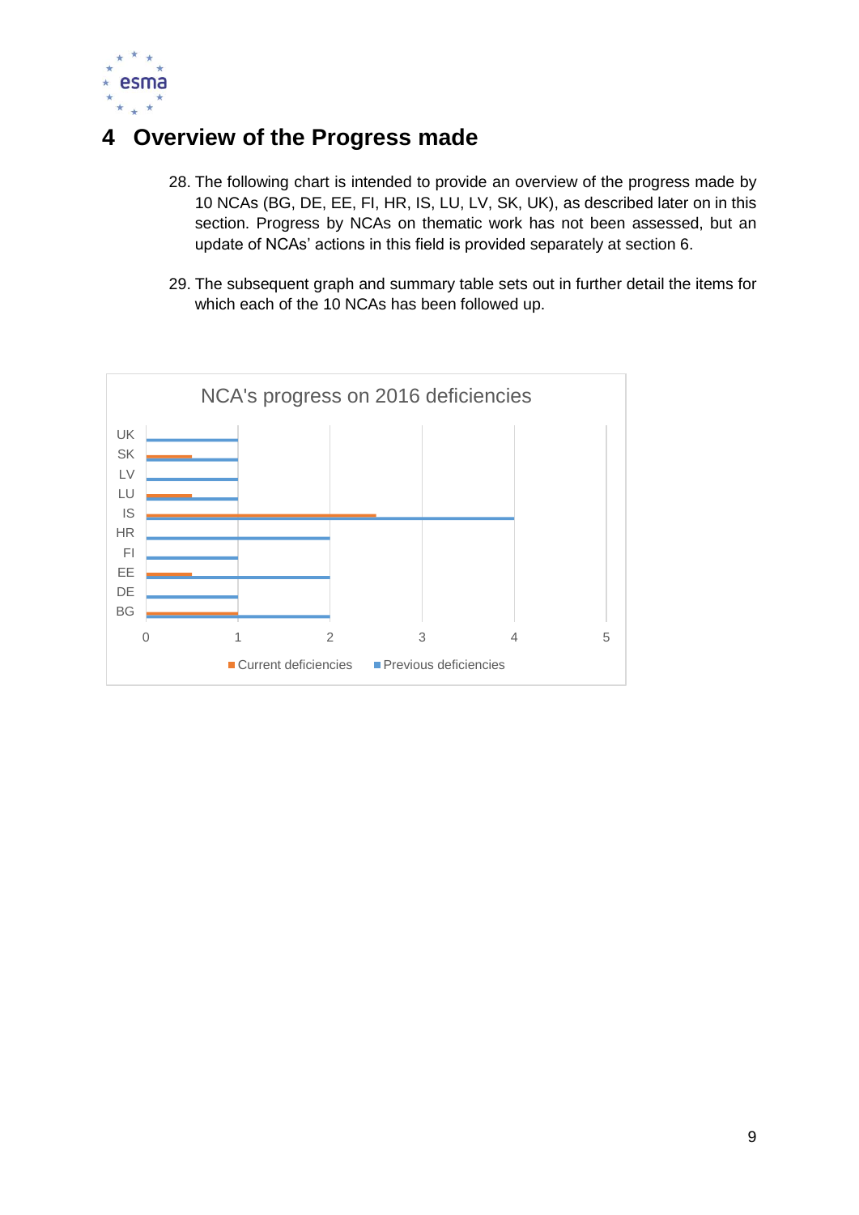# 4 Overview of the Progress made

28. The following chart is intended to provide an overview of the progress made by 10 NCAs (BG, DE, EE, FI, HR, IS, LU, LV, SK, UK), as described later on in this section. Progress by NCAs on thematic work has not been assessed, but an update of NCAs' actions in this field is provided separately at section 6.

29. The subsequent graph and summary table sets out in further detail the items for which each of the 10 NCAs has been followed up.

**NCA's progress on 2016 deficiencies**

| NCA | Current deficiencies | Previous deficiencies |
|---|---|---|
| UK | 0 | 1 |
| SK | 0.5 | 1 |
| LV | 0 | 1 |
| LU | 0.5 | 1 |
| IS | 2.5 | 4 |
| HR | 0 | 2 |
| FI | 0 | 1 |
| EE | 0.5 | 2 |
| DE | 0 | 1 |
| BG | 1 | 2 |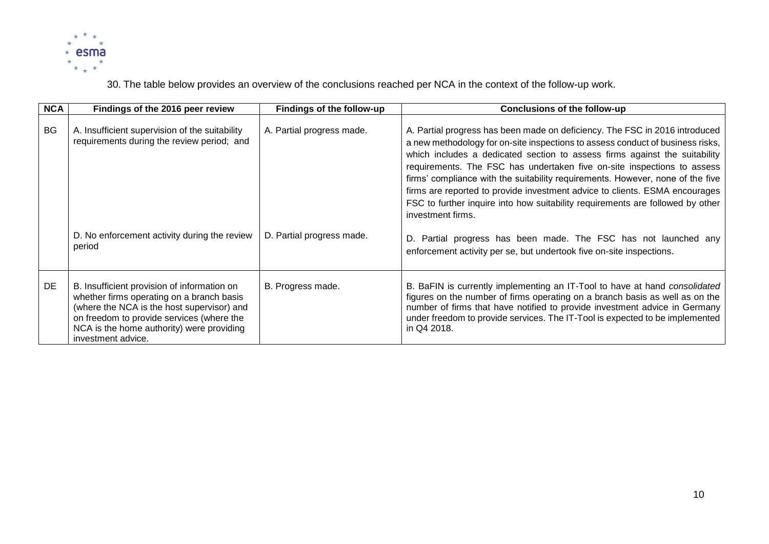30. The table below provides an overview of the conclusions reached per NCA in the context of the follow-up work.

| NCA | Findings of the 2016 peer review | Findings of the follow-up | Conclusions of the follow-up |
|---|---|---|---|
| BG | A. Insufficient supervision of the suitability requirements during the review period; and | A. Partial progress made. | A. Partial progress has been made on deficiency. The FSC in 2016 introduced a new methodology for on-site inspections to assess conduct of business risks, which includes a dedicated section to assess firms against the suitability requirements. The FSC has undertaken five on-site inspections to assess firms' compliance with the suitability requirements. However, none of the five firms are reported to provide investment advice to clients. ESMA encourages FSC to further inquire into how suitability requirements are followed by other investment firms. |
| | D. No enforcement activity during the review period | D. Partial progress made. | D. Partial progress has been made. The FSC has not launched any enforcement activity per se, but undertook five on-site inspections. |
| DE | B. Insufficient provision of information on whether firms operating on a branch basis (where the NCA is the host supervisor) and on freedom to provide services (where the NCA is the home authority) were providing investment advice. | B. Progress made. | B. BaFIN is currently implementing an IT-Tool to have at hand *consolidated* figures on the number of firms operating on a branch basis as well as on the number of firms that have notified to provide investment advice in Germany under freedom to provide services. The IT-Tool is expected to be implemented in Q4 2018. |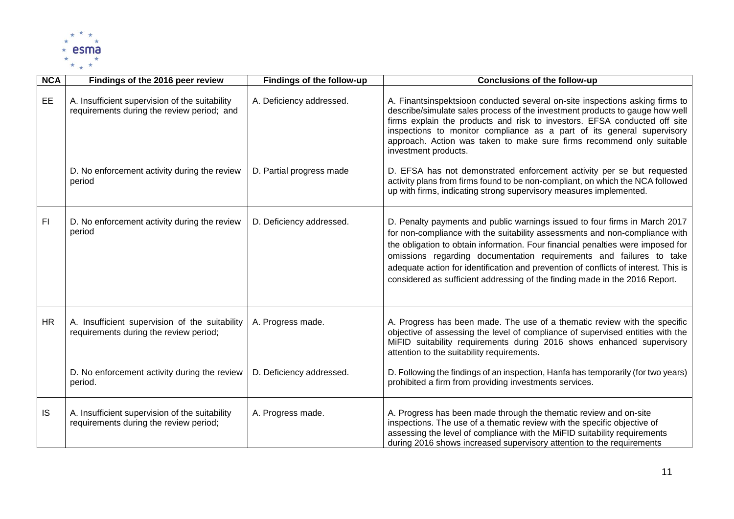| NCA | Findings of the 2016 peer review | Findings of the follow-up | Conclusions of the follow-up |
| --- | --- | --- | --- |
| EE | A. Insufficient supervision of the suitability requirements during the review period; and | A. Deficiency addressed. | A. Finantsinspektsioon conducted several on-site inspections asking firms to describe/simulate sales process of the investment products to gauge how well firms explain the products and risk to investors. EFSA conducted off site inspections to monitor compliance as a part of its general supervisory approach. Action was taken to make sure firms recommend only suitable investment products. |
| | D. No enforcement activity during the review period | D. Partial progress made | D. EFSA has not demonstrated enforcement activity per se but requested activity plans from firms found to be non-compliant, on which the NCA followed up with firms, indicating strong supervisory measures implemented. |
| FI | D. No enforcement activity during the review period | D. Deficiency addressed. | D. Penalty payments and public warnings issued to four firms in March 2017 for non-compliance with the suitability assessments and non-compliance with the obligation to obtain information. Four financial penalties were imposed for omissions regarding documentation requirements and failures to take adequate action for identification and prevention of conflicts of interest. This is considered as sufficient addressing of the finding made in the 2016 Report. |
| HR | A. Insufficient supervision of the suitability requirements during the review period; | A. Progress made. | A. Progress has been made. The use of a thematic review with the specific objective of assessing the level of compliance of supervised entities with the MiFID suitability requirements during 2016 shows enhanced supervisory attention to the suitability requirements. |
| | D. No enforcement activity during the review period. | D. Deficiency addressed. | D. Following the findings of an inspection, Hanfa has temporarily (for two years) prohibited a firm from providing investments services. |
| IS | A. Insufficient supervision of the suitability requirements during the review period; | A. Progress made. | A. Progress has been made through the thematic review and on-site inspections. The use of a thematic review with the specific objective of assessing the level of compliance with the MiFID suitability requirements during 2016 shows increased supervisory attention to the requirements |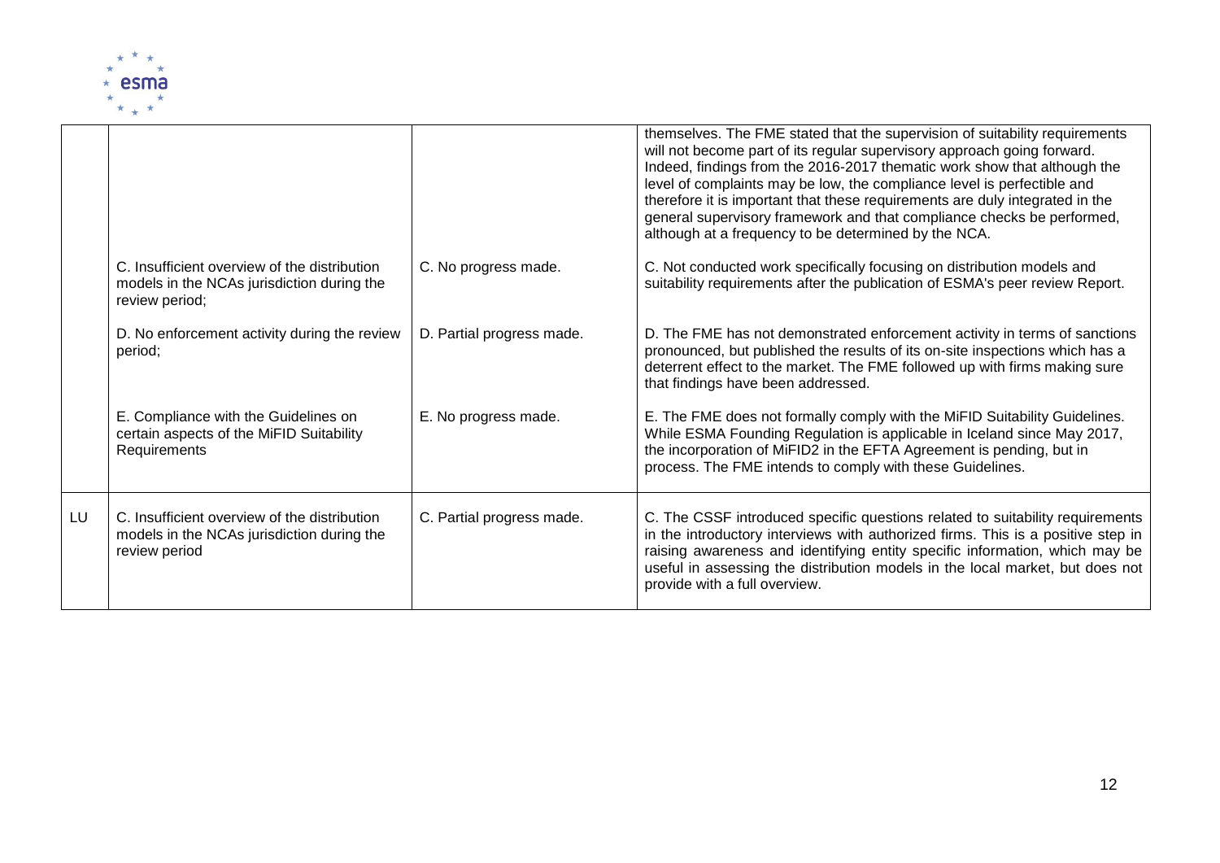| | | | |
|---|---|---|---|
| | | | themselves. The FME stated that the supervision of suitability requirements will not become part of its regular supervisory approach going forward. Indeed, findings from the 2016-2017 thematic work show that although the level of complaints may be low, the compliance level is perfectible and therefore it is important that these requirements are duly integrated in the general supervisory framework and that compliance checks be performed, although at a frequency to be determined by the NCA. |
| | C. Insufficient overview of the distribution models in the NCAs jurisdiction during the review period; | C. No progress made. | C. Not conducted work specifically focusing on distribution models and suitability requirements after the publication of ESMA's peer review Report. |
| | D. No enforcement activity during the review period; | D. Partial progress made. | D. The FME has not demonstrated enforcement activity in terms of sanctions pronounced, but published the results of its on-site inspections which has a deterrent effect to the market. The FME followed up with firms making sure that findings have been addressed. |
| | E. Compliance with the Guidelines on certain aspects of the MiFID Suitability Requirements | E. No progress made. | E. The FME does not formally comply with the MiFID Suitability Guidelines. While ESMA Founding Regulation is applicable in Iceland since May 2017, the incorporation of MiFID2 in the EFTA Agreement is pending, but in process. The FME intends to comply with these Guidelines. |
| LU | C. Insufficient overview of the distribution models in the NCAs jurisdiction during the review period | C. Partial progress made. | C. The CSSF introduced specific questions related to suitability requirements in the introductory interviews with authorized firms. This is a positive step in raising awareness and identifying entity specific information, which may be useful in assessing the distribution models in the local market, but does not provide with a full overview. |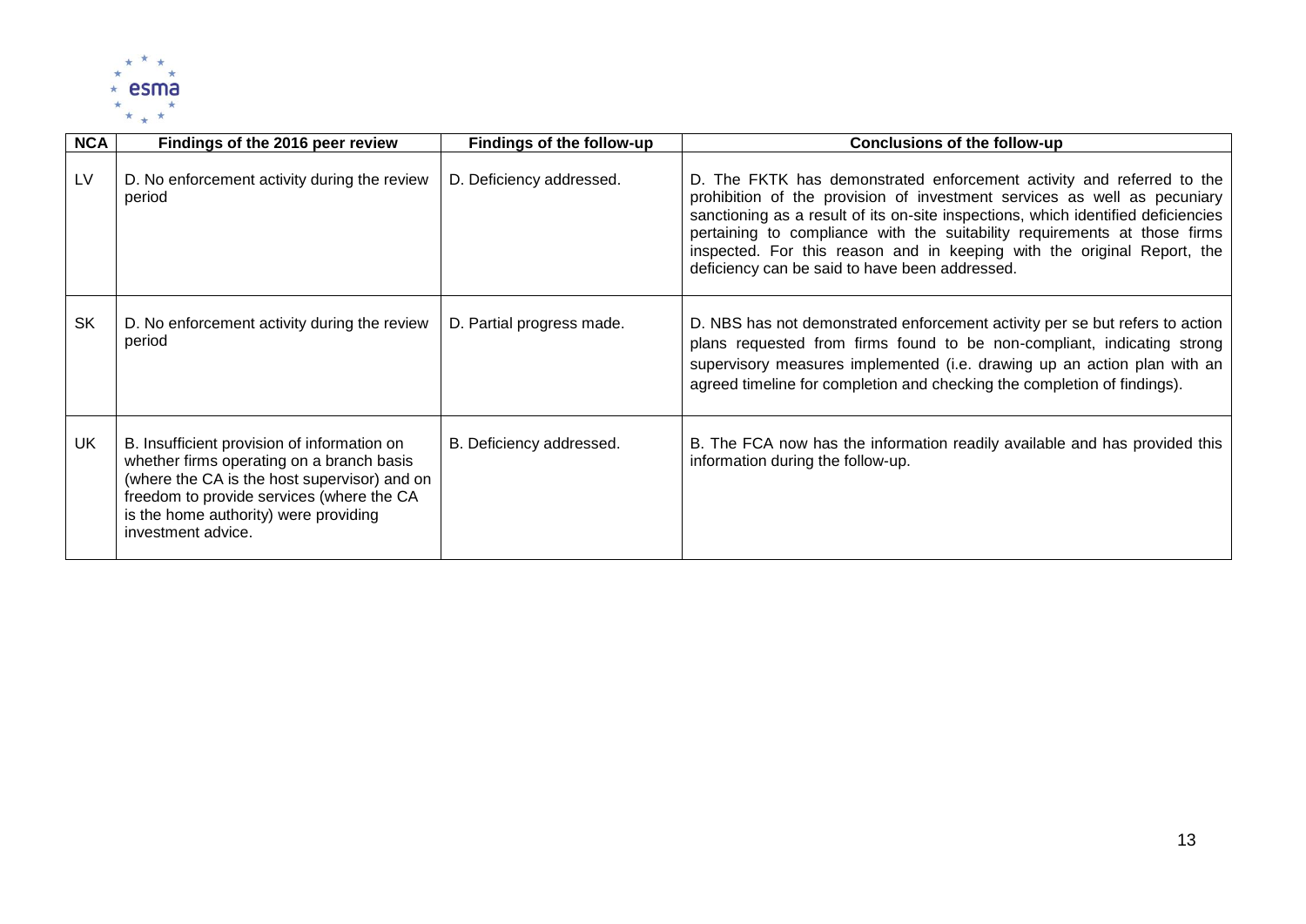| NCA | Findings of the 2016 peer review | Findings of the follow-up | Conclusions of the follow-up |
|---|---|---|---|
| LV | D. No enforcement activity during the review period | D. Deficiency addressed. | D. The FKTK has demonstrated enforcement activity and referred to the prohibition of the provision of investment services as well as pecuniary sanctioning as a result of its on-site inspections, which identified deficiencies pertaining to compliance with the suitability requirements at those firms inspected. For this reason and in keeping with the original Report, the deficiency can be said to have been addressed. |
| SK | D. No enforcement activity during the review period | D. Partial progress made. | D. NBS has not demonstrated enforcement activity per se but refers to action plans requested from firms found to be non-compliant, indicating strong supervisory measures implemented (i.e. drawing up an action plan with an agreed timeline for completion and checking the completion of findings). |
| UK | B. Insufficient provision of information on whether firms operating on a branch basis (where the CA is the host supervisor) and on freedom to provide services (where the CA is the home authority) were providing investment advice. | B. Deficiency addressed. | B. The FCA now has the information readily available and has provided this information during the follow-up. |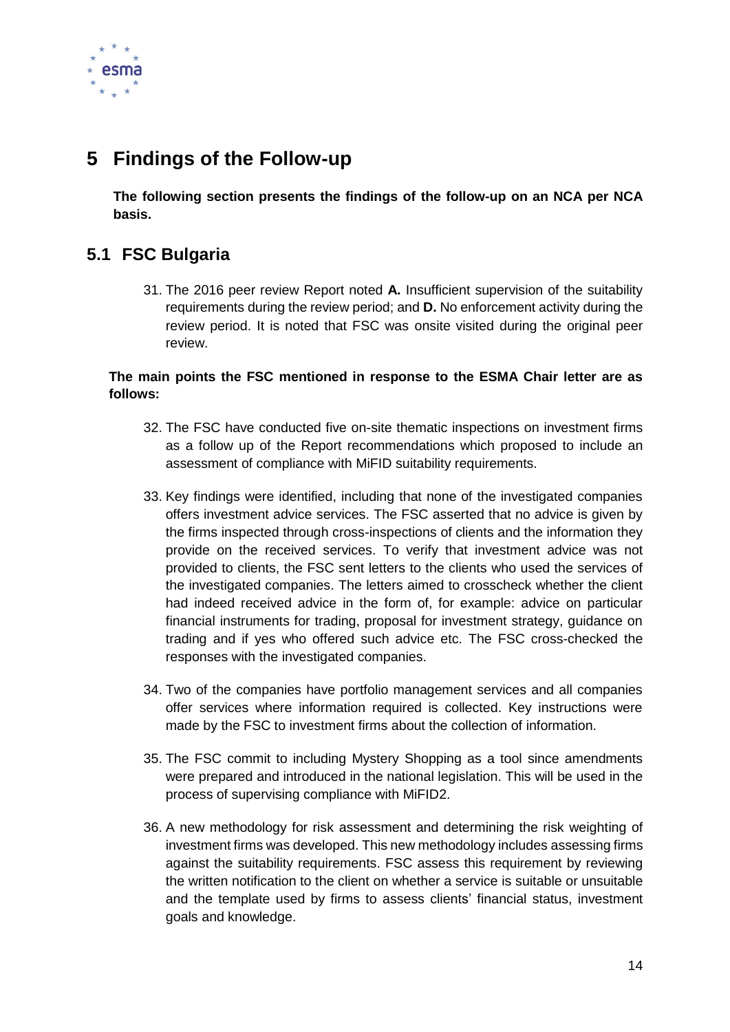# 5 Findings of the Follow-up

**The following section presents the findings of the follow-up on an NCA per NCA basis.**

## 5.1 FSC Bulgaria

31. The 2016 peer review Report noted **A.** Insufficient supervision of the suitability requirements during the review period; and **D.** No enforcement activity during the review period. It is noted that FSC was onsite visited during the original peer review.

**The main points the FSC mentioned in response to the ESMA Chair letter are as follows:**

32. The FSC have conducted five on-site thematic inspections on investment firms as a follow up of the Report recommendations which proposed to include an assessment of compliance with MiFID suitability requirements.

33. Key findings were identified, including that none of the investigated companies offers investment advice services. The FSC asserted that no advice is given by the firms inspected through cross-inspections of clients and the information they provide on the received services. To verify that investment advice was not provided to clients, the FSC sent letters to the clients who used the services of the investigated companies. The letters aimed to crosscheck whether the client had indeed received advice in the form of, for example: advice on particular financial instruments for trading, proposal for investment strategy, guidance on trading and if yes who offered such advice etc. The FSC cross-checked the responses with the investigated companies.

34. Two of the companies have portfolio management services and all companies offer services where information required is collected. Key instructions were made by the FSC to investment firms about the collection of information.

35. The FSC commit to including Mystery Shopping as a tool since amendments were prepared and introduced in the national legislation. This will be used in the process of supervising compliance with MiFID2.

36. A new methodology for risk assessment and determining the risk weighting of investment firms was developed. This new methodology includes assessing firms against the suitability requirements. FSC assess this requirement by reviewing the written notification to the client on whether a service is suitable or unsuitable and the template used by firms to assess clients' financial status, investment goals and knowledge.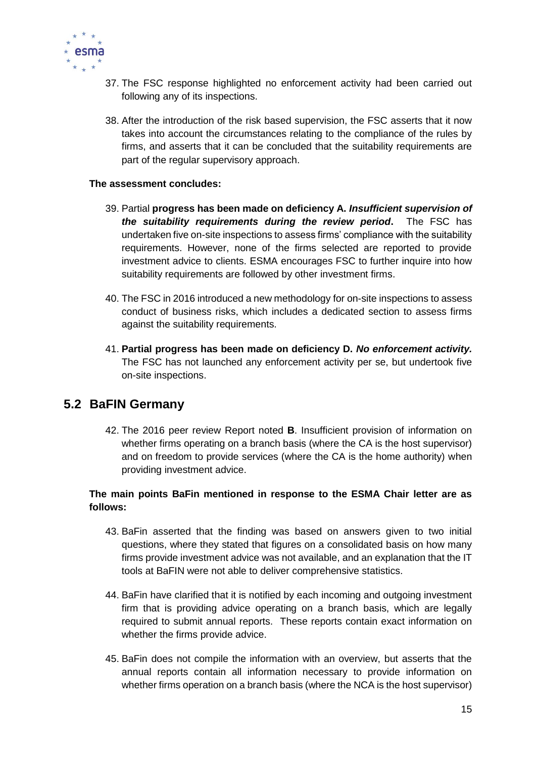37. The FSC response highlighted no enforcement activity had been carried out following any of its inspections.

38. After the introduction of the risk based supervision, the FSC asserts that it now takes into account the circumstances relating to the compliance of the rules by firms, and asserts that it can be concluded that the suitability requirements are part of the regular supervisory approach.

**The assessment concludes:**

39. Partial **progress has been made on deficiency A. *Insufficient supervision of the suitability requirements during the review period*.** The FSC has undertaken five on-site inspections to assess firms' compliance with the suitability requirements. However, none of the firms selected are reported to provide investment advice to clients. ESMA encourages FSC to further inquire into how suitability requirements are followed by other investment firms.

40. The FSC in 2016 introduced a new methodology for on-site inspections to assess conduct of business risks, which includes a dedicated section to assess firms against the suitability requirements.

41. **Partial progress has been made on deficiency D. *No enforcement activity.*** The FSC has not launched any enforcement activity per se, but undertook five on-site inspections.

## 5.2 BaFIN Germany

42. The 2016 peer review Report noted **B**. Insufficient provision of information on whether firms operating on a branch basis (where the CA is the host supervisor) and on freedom to provide services (where the CA is the home authority) when providing investment advice.

**The main points BaFin mentioned in response to the ESMA Chair letter are as follows:**

43. BaFin asserted that the finding was based on answers given to two initial questions, where they stated that figures on a consolidated basis on how many firms provide investment advice was not available, and an explanation that the IT tools at BaFIN were not able to deliver comprehensive statistics.

44. BaFin have clarified that it is notified by each incoming and outgoing investment firm that is providing advice operating on a branch basis, which are legally required to submit annual reports. These reports contain exact information on whether the firms provide advice.

45. BaFin does not compile the information with an overview, but asserts that the annual reports contain all information necessary to provide information on whether firms operation on a branch basis (where the NCA is the host supervisor)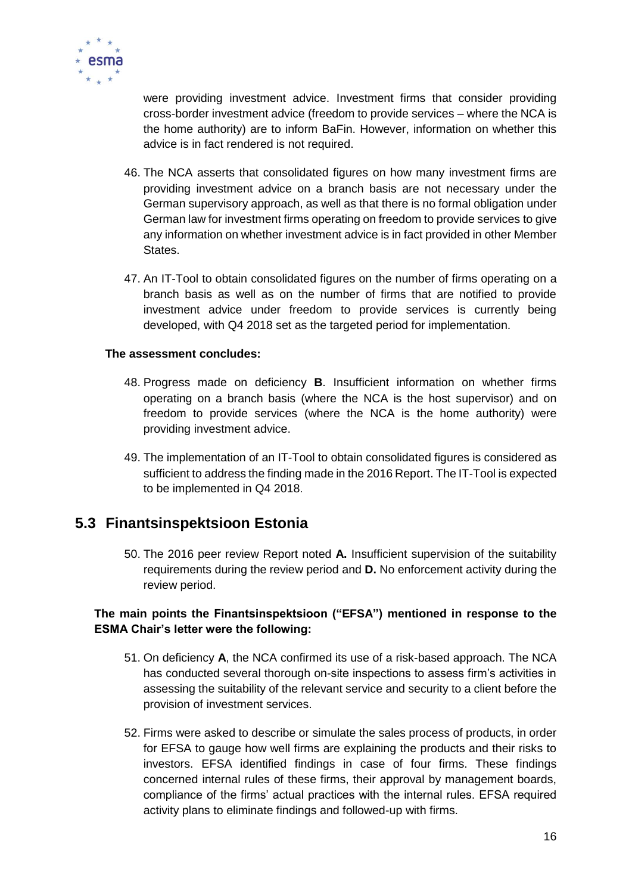were providing investment advice. Investment firms that consider providing cross-border investment advice (freedom to provide services – where the NCA is the home authority) are to inform BaFin. However, information on whether this advice is in fact rendered is not required.

46. The NCA asserts that consolidated figures on how many investment firms are providing investment advice on a branch basis are not necessary under the German supervisory approach, as well as that there is no formal obligation under German law for investment firms operating on freedom to provide services to give any information on whether investment advice is in fact provided in other Member States.

47. An IT-Tool to obtain consolidated figures on the number of firms operating on a branch basis as well as on the number of firms that are notified to provide investment advice under freedom to provide services is currently being developed, with Q4 2018 set as the targeted period for implementation.

**The assessment concludes:**

48. Progress made on deficiency **B**. Insufficient information on whether firms operating on a branch basis (where the NCA is the host supervisor) and on freedom to provide services (where the NCA is the home authority) were providing investment advice.

49. The implementation of an IT-Tool to obtain consolidated figures is considered as sufficient to address the finding made in the 2016 Report. The IT-Tool is expected to be implemented in Q4 2018.

## 5.3 Finantsinspektsioon Estonia

50. The 2016 peer review Report noted **A.** Insufficient supervision of the suitability requirements during the review period and **D.** No enforcement activity during the review period.

**The main points the Finantsinspektsioon ("EFSA") mentioned in response to the ESMA Chair's letter were the following:**

51. On deficiency **A**, the NCA confirmed its use of a risk-based approach. The NCA has conducted several thorough on-site inspections to assess firm's activities in assessing the suitability of the relevant service and security to a client before the provision of investment services.

52. Firms were asked to describe or simulate the sales process of products, in order for EFSA to gauge how well firms are explaining the products and their risks to investors. EFSA identified findings in case of four firms. These findings concerned internal rules of these firms, their approval by management boards, compliance of the firms' actual practices with the internal rules. EFSA required activity plans to eliminate findings and followed-up with firms.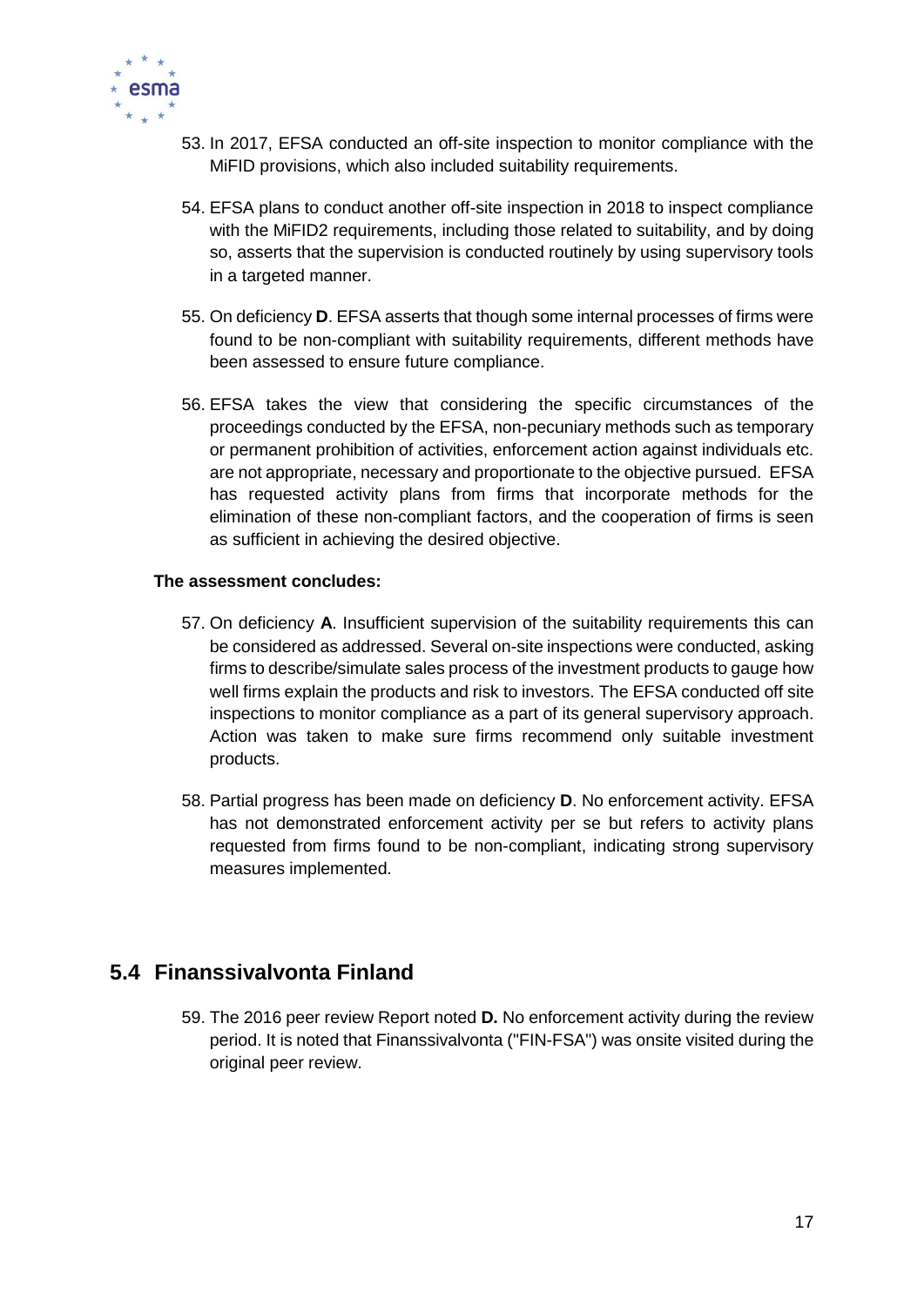53. In 2017, EFSA conducted an off-site inspection to monitor compliance with the MiFID provisions, which also included suitability requirements.

54. EFSA plans to conduct another off-site inspection in 2018 to inspect compliance with the MiFID2 requirements, including those related to suitability, and by doing so, asserts that the supervision is conducted routinely by using supervisory tools in a targeted manner.

55. On deficiency **D**. EFSA asserts that though some internal processes of firms were found to be non-compliant with suitability requirements, different methods have been assessed to ensure future compliance.

56. EFSA takes the view that considering the specific circumstances of the proceedings conducted by the EFSA, non-pecuniary methods such as temporary or permanent prohibition of activities, enforcement action against individuals etc. are not appropriate, necessary and proportionate to the objective pursued. EFSA has requested activity plans from firms that incorporate methods for the elimination of these non-compliant factors, and the cooperation of firms is seen as sufficient in achieving the desired objective.

**The assessment concludes:**

57. On deficiency **A**. Insufficient supervision of the suitability requirements this can be considered as addressed. Several on-site inspections were conducted, asking firms to describe/simulate sales process of the investment products to gauge how well firms explain the products and risk to investors. The EFSA conducted off site inspections to monitor compliance as a part of its general supervisory approach. Action was taken to make sure firms recommend only suitable investment products.

58. Partial progress has been made on deficiency **D**. No enforcement activity. EFSA has not demonstrated enforcement activity per se but refers to activity plans requested from firms found to be non-compliant, indicating strong supervisory measures implemented.

## 5.4 Finanssivalvonta Finland

59. The 2016 peer review Report noted **D.** No enforcement activity during the review period. It is noted that Finanssivalvonta ("FIN-FSA") was onsite visited during the original peer review.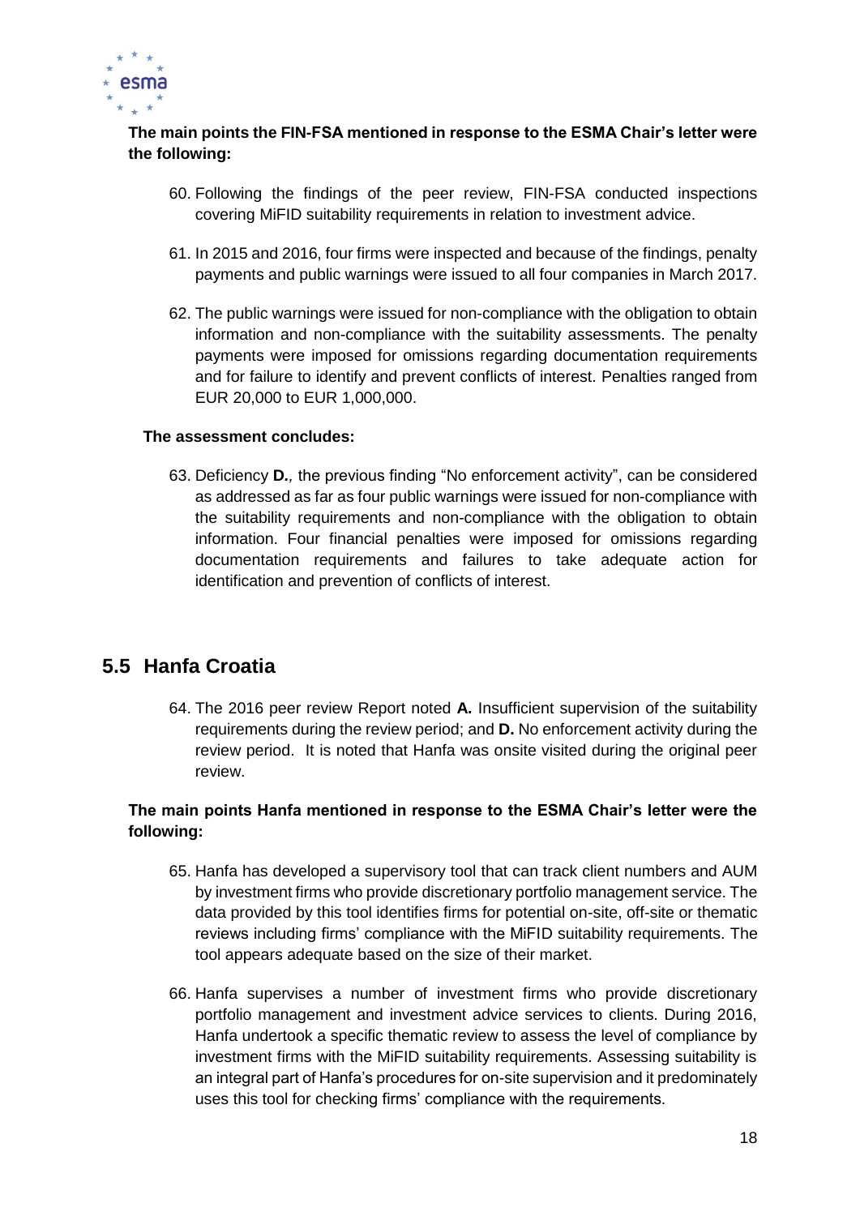**The main points the FIN-FSA mentioned in response to the ESMA Chair's letter were the following:**

60. Following the findings of the peer review, FIN-FSA conducted inspections covering MiFID suitability requirements in relation to investment advice.

61. In 2015 and 2016, four firms were inspected and because of the findings, penalty payments and public warnings were issued to all four companies in March 2017.

62. The public warnings were issued for non-compliance with the obligation to obtain information and non-compliance with the suitability assessments. The penalty payments were imposed for omissions regarding documentation requirements and for failure to identify and prevent conflicts of interest. Penalties ranged from EUR 20,000 to EUR 1,000,000.

**The assessment concludes:**

63. Deficiency **D.**, the previous finding "No enforcement activity", can be considered as addressed as far as four public warnings were issued for non-compliance with the suitability requirements and non-compliance with the obligation to obtain information. Four financial penalties were imposed for omissions regarding documentation requirements and failures to take adequate action for identification and prevention of conflicts of interest.

## 5.5 Hanfa Croatia

64. The 2016 peer review Report noted **A.** Insufficient supervision of the suitability requirements during the review period; and **D.** No enforcement activity during the review period. It is noted that Hanfa was onsite visited during the original peer review.

**The main points Hanfa mentioned in response to the ESMA Chair's letter were the following:**

65. Hanfa has developed a supervisory tool that can track client numbers and AUM by investment firms who provide discretionary portfolio management service. The data provided by this tool identifies firms for potential on-site, off-site or thematic reviews including firms' compliance with the MiFID suitability requirements. The tool appears adequate based on the size of their market.

66. Hanfa supervises a number of investment firms who provide discretionary portfolio management and investment advice services to clients. During 2016, Hanfa undertook a specific thematic review to assess the level of compliance by investment firms with the MiFID suitability requirements. Assessing suitability is an integral part of Hanfa's procedures for on-site supervision and it predominately uses this tool for checking firms' compliance with the requirements.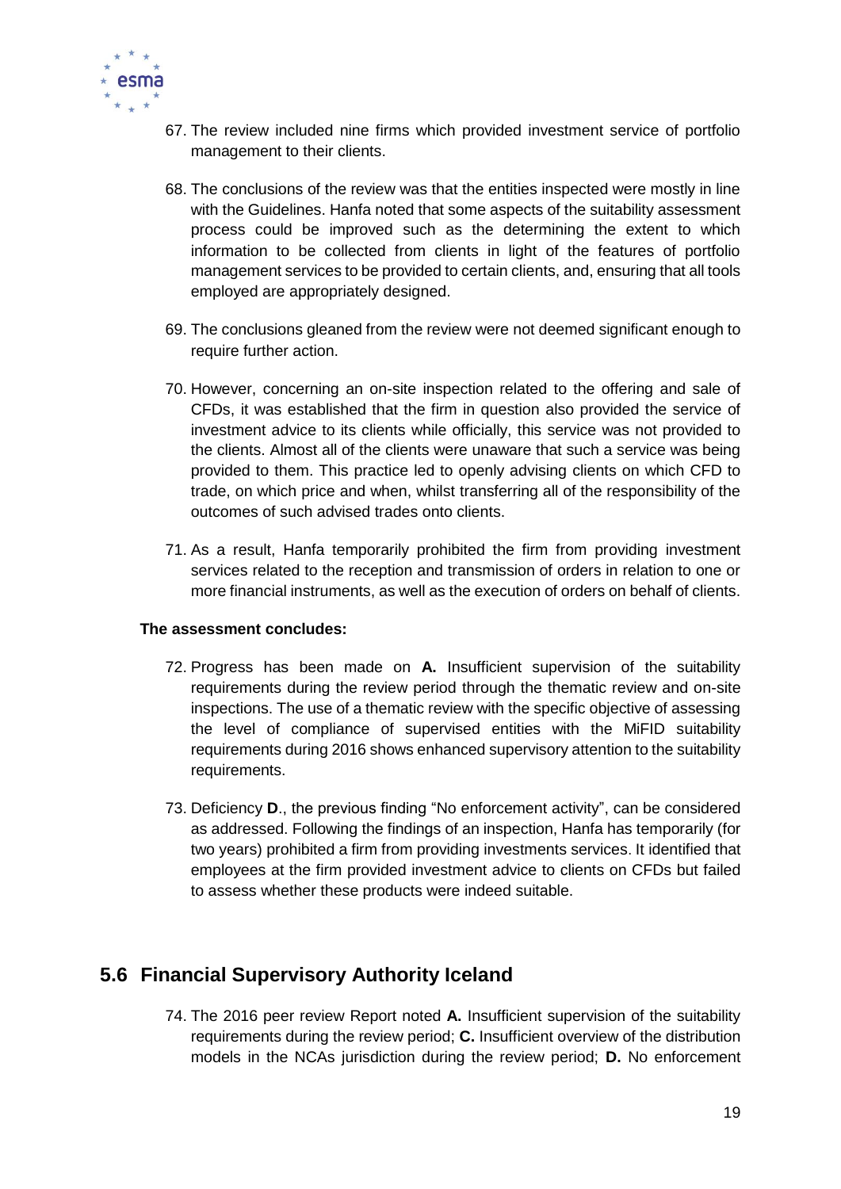67. The review included nine firms which provided investment service of portfolio management to their clients.

68. The conclusions of the review was that the entities inspected were mostly in line with the Guidelines. Hanfa noted that some aspects of the suitability assessment process could be improved such as the determining the extent to which information to be collected from clients in light of the features of portfolio management services to be provided to certain clients, and, ensuring that all tools employed are appropriately designed.

69. The conclusions gleaned from the review were not deemed significant enough to require further action.

70. However, concerning an on-site inspection related to the offering and sale of CFDs, it was established that the firm in question also provided the service of investment advice to its clients while officially, this service was not provided to the clients. Almost all of the clients were unaware that such a service was being provided to them. This practice led to openly advising clients on which CFD to trade, on which price and when, whilst transferring all of the responsibility of the outcomes of such advised trades onto clients.

71. As a result, Hanfa temporarily prohibited the firm from providing investment services related to the reception and transmission of orders in relation to one or more financial instruments, as well as the execution of orders on behalf of clients.

**The assessment concludes:**

72. Progress has been made on **A.** Insufficient supervision of the suitability requirements during the review period through the thematic review and on-site inspections. The use of a thematic review with the specific objective of assessing the level of compliance of supervised entities with the MiFID suitability requirements during 2016 shows enhanced supervisory attention to the suitability requirements.

73. Deficiency **D**., the previous finding "No enforcement activity", can be considered as addressed. Following the findings of an inspection, Hanfa has temporarily (for two years) prohibited a firm from providing investments services. It identified that employees at the firm provided investment advice to clients on CFDs but failed to assess whether these products were indeed suitable.

## 5.6 Financial Supervisory Authority Iceland

74. The 2016 peer review Report noted **A.** Insufficient supervision of the suitability requirements during the review period; **C.** Insufficient overview of the distribution models in the NCAs jurisdiction during the review period; **D.** No enforcement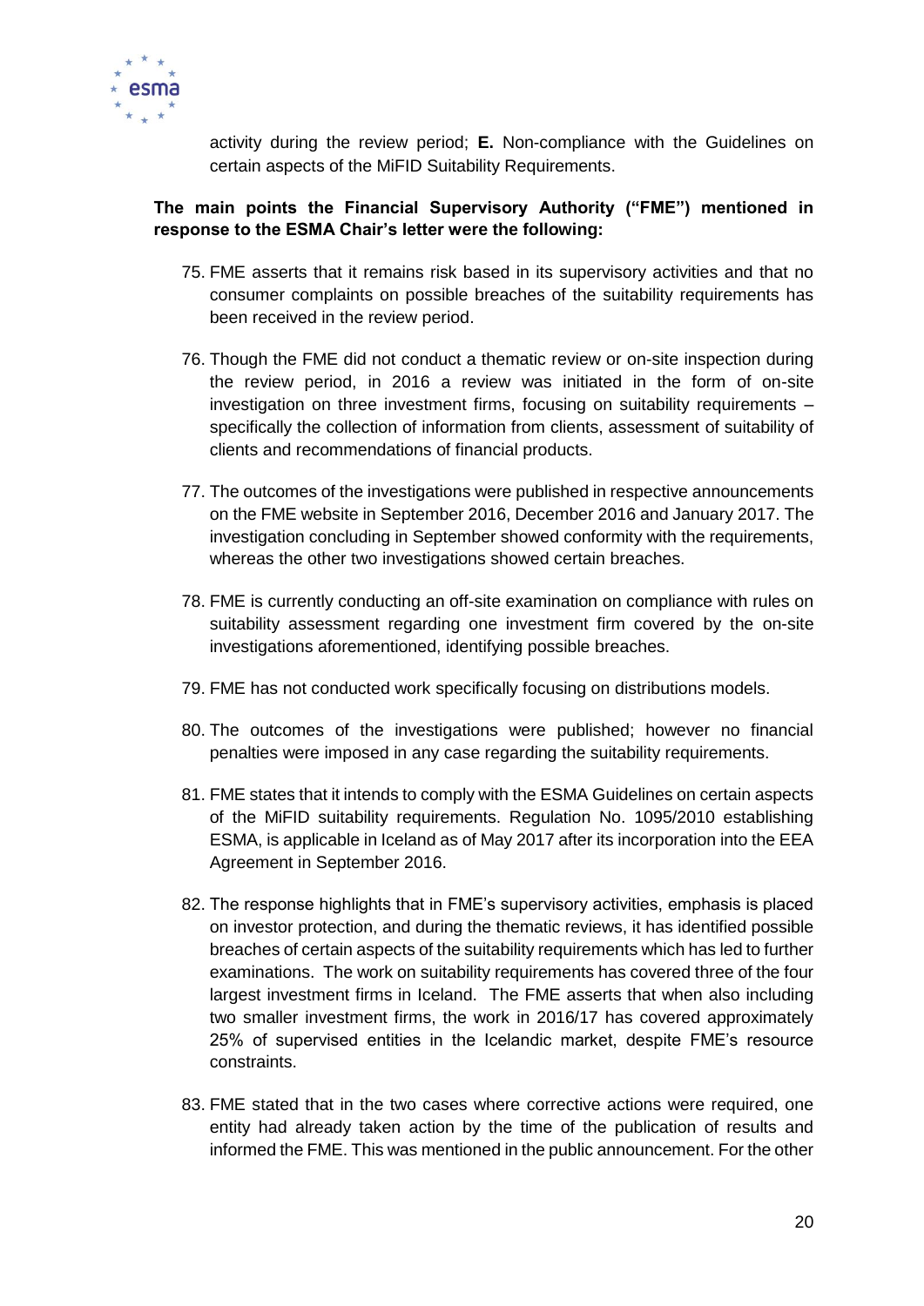activity during the review period; **E.** Non-compliance with the Guidelines on certain aspects of the MiFID Suitability Requirements.

**The main points the Financial Supervisory Authority ("FME") mentioned in response to the ESMA Chair's letter were the following:**

75. FME asserts that it remains risk based in its supervisory activities and that no consumer complaints on possible breaches of the suitability requirements has been received in the review period.

76. Though the FME did not conduct a thematic review or on-site inspection during the review period, in 2016 a review was initiated in the form of on-site investigation on three investment firms, focusing on suitability requirements – specifically the collection of information from clients, assessment of suitability of clients and recommendations of financial products.

77. The outcomes of the investigations were published in respective announcements on the FME website in September 2016, December 2016 and January 2017. The investigation concluding in September showed conformity with the requirements, whereas the other two investigations showed certain breaches.

78. FME is currently conducting an off-site examination on compliance with rules on suitability assessment regarding one investment firm covered by the on-site investigations aforementioned, identifying possible breaches.

79. FME has not conducted work specifically focusing on distributions models.

80. The outcomes of the investigations were published; however no financial penalties were imposed in any case regarding the suitability requirements.

81. FME states that it intends to comply with the ESMA Guidelines on certain aspects of the MiFID suitability requirements. Regulation No. 1095/2010 establishing ESMA, is applicable in Iceland as of May 2017 after its incorporation into the EEA Agreement in September 2016.

82. The response highlights that in FME's supervisory activities, emphasis is placed on investor protection, and during the thematic reviews, it has identified possible breaches of certain aspects of the suitability requirements which has led to further examinations. The work on suitability requirements has covered three of the four largest investment firms in Iceland. The FME asserts that when also including two smaller investment firms, the work in 2016/17 has covered approximately 25% of supervised entities in the Icelandic market, despite FME's resource constraints.

83. FME stated that in the two cases where corrective actions were required, one entity had already taken action by the time of the publication of results and informed the FME. This was mentioned in the public announcement. For the other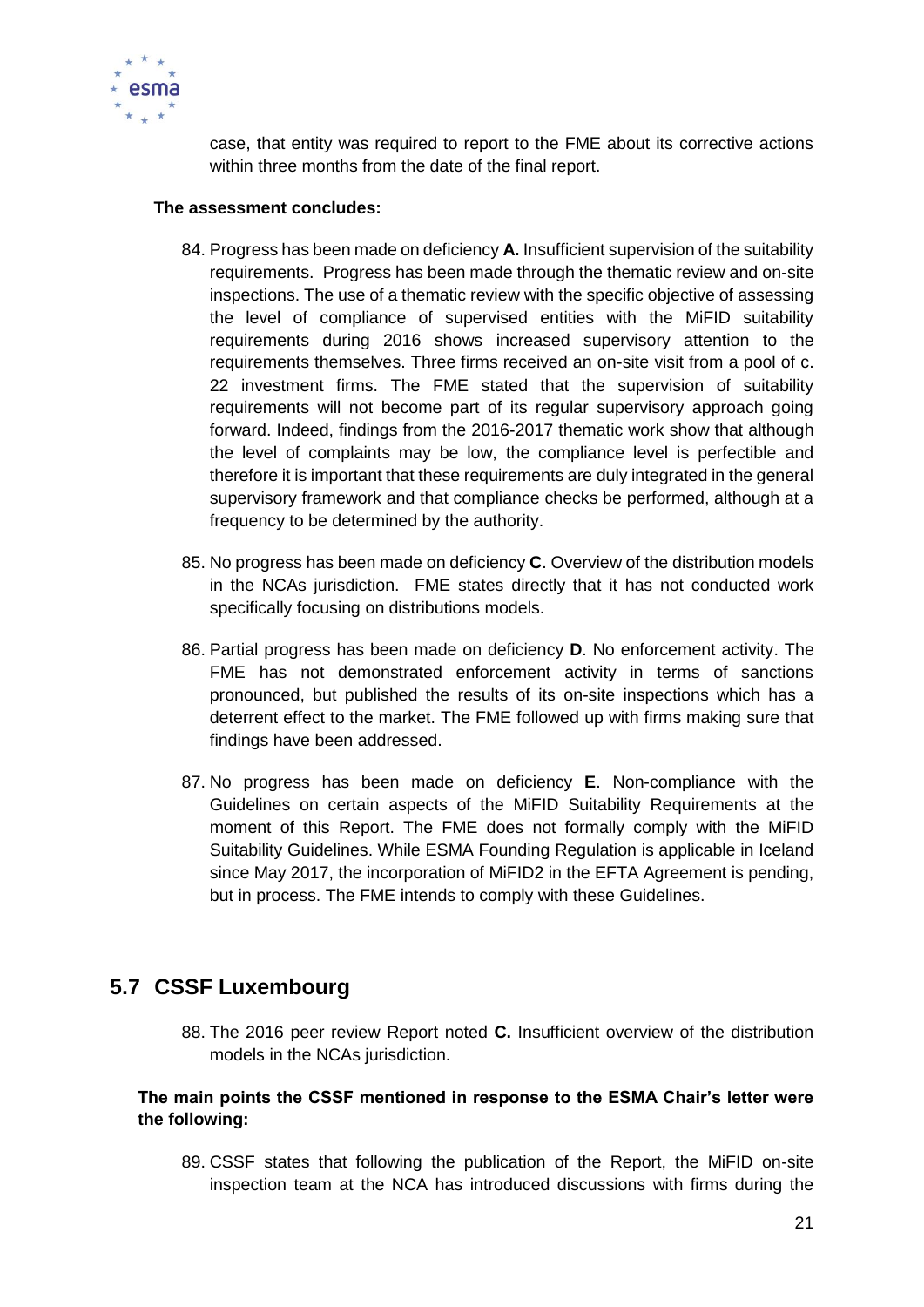case, that entity was required to report to the FME about its corrective actions within three months from the date of the final report.

**The assessment concludes:**

84. Progress has been made on deficiency **A.** Insufficient supervision of the suitability requirements. Progress has been made through the thematic review and on-site inspections. The use of a thematic review with the specific objective of assessing the level of compliance of supervised entities with the MiFID suitability requirements during 2016 shows increased supervisory attention to the requirements themselves. Three firms received an on-site visit from a pool of c. 22 investment firms. The FME stated that the supervision of suitability requirements will not become part of its regular supervisory approach going forward. Indeed, findings from the 2016-2017 thematic work show that although the level of complaints may be low, the compliance level is perfectible and therefore it is important that these requirements are duly integrated in the general supervisory framework and that compliance checks be performed, although at a frequency to be determined by the authority.

85. No progress has been made on deficiency **C**. Overview of the distribution models in the NCAs jurisdiction. FME states directly that it has not conducted work specifically focusing on distributions models.

86. Partial progress has been made on deficiency **D**. No enforcement activity. The FME has not demonstrated enforcement activity in terms of sanctions pronounced, but published the results of its on-site inspections which has a deterrent effect to the market. The FME followed up with firms making sure that findings have been addressed.

87. No progress has been made on deficiency **E**. Non-compliance with the Guidelines on certain aspects of the MiFID Suitability Requirements at the moment of this Report. The FME does not formally comply with the MiFID Suitability Guidelines. While ESMA Founding Regulation is applicable in Iceland since May 2017, the incorporation of MiFID2 in the EFTA Agreement is pending, but in process. The FME intends to comply with these Guidelines.

## 5.7 CSSF Luxembourg

88. The 2016 peer review Report noted **C.** Insufficient overview of the distribution models in the NCAs jurisdiction.

**The main points the CSSF mentioned in response to the ESMA Chair's letter were the following:**

89. CSSF states that following the publication of the Report, the MiFID on-site inspection team at the NCA has introduced discussions with firms during the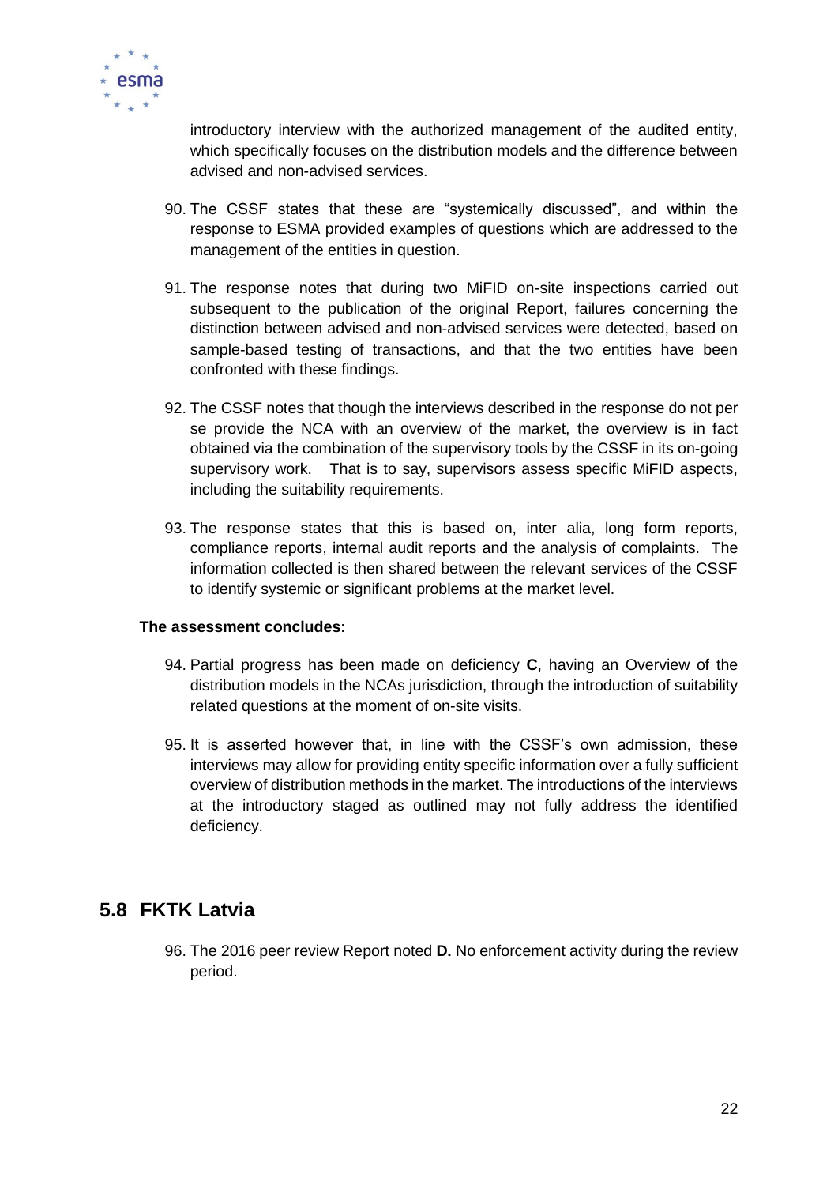introductory interview with the authorized management of the audited entity, which specifically focuses on the distribution models and the difference between advised and non-advised services.

90. The CSSF states that these are "systemically discussed", and within the response to ESMA provided examples of questions which are addressed to the management of the entities in question.

91. The response notes that during two MiFID on-site inspections carried out subsequent to the publication of the original Report, failures concerning the distinction between advised and non-advised services were detected, based on sample-based testing of transactions, and that the two entities have been confronted with these findings.

92. The CSSF notes that though the interviews described in the response do not per se provide the NCA with an overview of the market, the overview is in fact obtained via the combination of the supervisory tools by the CSSF in its on-going supervisory work. That is to say, supervisors assess specific MiFID aspects, including the suitability requirements.

93. The response states that this is based on, inter alia, long form reports, compliance reports, internal audit reports and the analysis of complaints. The information collected is then shared between the relevant services of the CSSF to identify systemic or significant problems at the market level.

**The assessment concludes:**

94. Partial progress has been made on deficiency **C**, having an Overview of the distribution models in the NCAs jurisdiction, through the introduction of suitability related questions at the moment of on-site visits.

95. It is asserted however that, in line with the CSSF's own admission, these interviews may allow for providing entity specific information over a fully sufficient overview of distribution methods in the market. The introductions of the interviews at the introductory staged as outlined may not fully address the identified deficiency.

## 5.8 FKTK Latvia

96. The 2016 peer review Report noted **D.** No enforcement activity during the review period.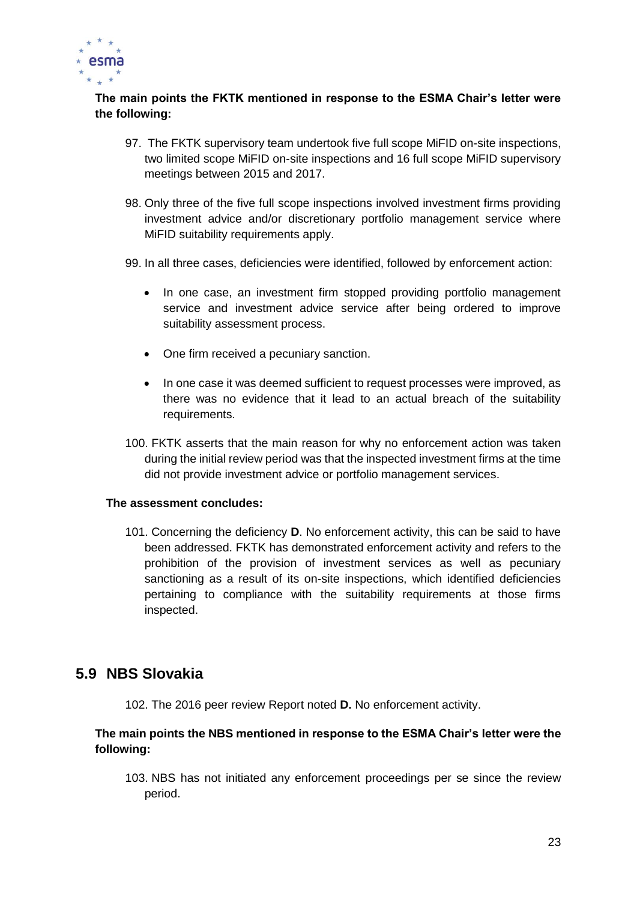**The main points the FKTK mentioned in response to the ESMA Chair's letter were the following:**

97. The FKTK supervisory team undertook five full scope MiFID on-site inspections, two limited scope MiFID on-site inspections and 16 full scope MiFID supervisory meetings between 2015 and 2017.

98. Only three of the five full scope inspections involved investment firms providing investment advice and/or discretionary portfolio management service where MiFID suitability requirements apply.

99. In all three cases, deficiencies were identified, followed by enforcement action:

- In one case, an investment firm stopped providing portfolio management service and investment advice service after being ordered to improve suitability assessment process.
- One firm received a pecuniary sanction.
- In one case it was deemed sufficient to request processes were improved, as there was no evidence that it lead to an actual breach of the suitability requirements.

100. FKTK asserts that the main reason for why no enforcement action was taken during the initial review period was that the inspected investment firms at the time did not provide investment advice or portfolio management services.

**The assessment concludes:**

101. Concerning the deficiency **D**. No enforcement activity, this can be said to have been addressed. FKTK has demonstrated enforcement activity and refers to the prohibition of the provision of investment services as well as pecuniary sanctioning as a result of its on-site inspections, which identified deficiencies pertaining to compliance with the suitability requirements at those firms inspected.

## 5.9 NBS Slovakia

102. The 2016 peer review Report noted **D.** No enforcement activity.

**The main points the NBS mentioned in response to the ESMA Chair's letter were the following:**

103. NBS has not initiated any enforcement proceedings per se since the review period.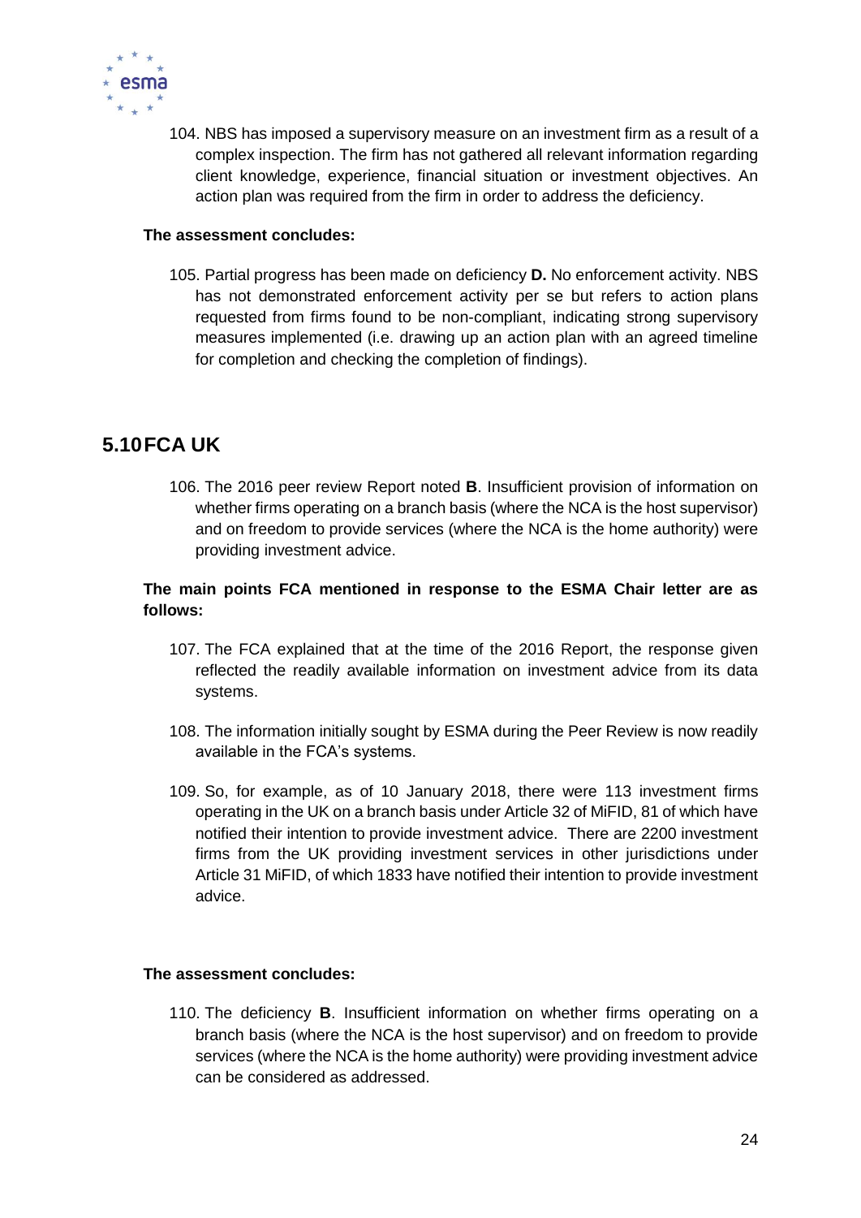104. NBS has imposed a supervisory measure on an investment firm as a result of a complex inspection. The firm has not gathered all relevant information regarding client knowledge, experience, financial situation or investment objectives. An action plan was required from the firm in order to address the deficiency.

**The assessment concludes:**

105. Partial progress has been made on deficiency **D.** No enforcement activity. NBS has not demonstrated enforcement activity per se but refers to action plans requested from firms found to be non-compliant, indicating strong supervisory measures implemented (i.e. drawing up an action plan with an agreed timeline for completion and checking the completion of findings).

## 5.10 FCA UK

106. The 2016 peer review Report noted **B**. Insufficient provision of information on whether firms operating on a branch basis (where the NCA is the host supervisor) and on freedom to provide services (where the NCA is the home authority) were providing investment advice.

**The main points FCA mentioned in response to the ESMA Chair letter are as follows:**

107. The FCA explained that at the time of the 2016 Report, the response given reflected the readily available information on investment advice from its data systems.

108. The information initially sought by ESMA during the Peer Review is now readily available in the FCA's systems.

109. So, for example, as of 10 January 2018, there were 113 investment firms operating in the UK on a branch basis under Article 32 of MiFID, 81 of which have notified their intention to provide investment advice. There are 2200 investment firms from the UK providing investment services in other jurisdictions under Article 31 MiFID, of which 1833 have notified their intention to provide investment advice.

**The assessment concludes:**

110. The deficiency **B**. Insufficient information on whether firms operating on a branch basis (where the NCA is the host supervisor) and on freedom to provide services (where the NCA is the home authority) were providing investment advice can be considered as addressed.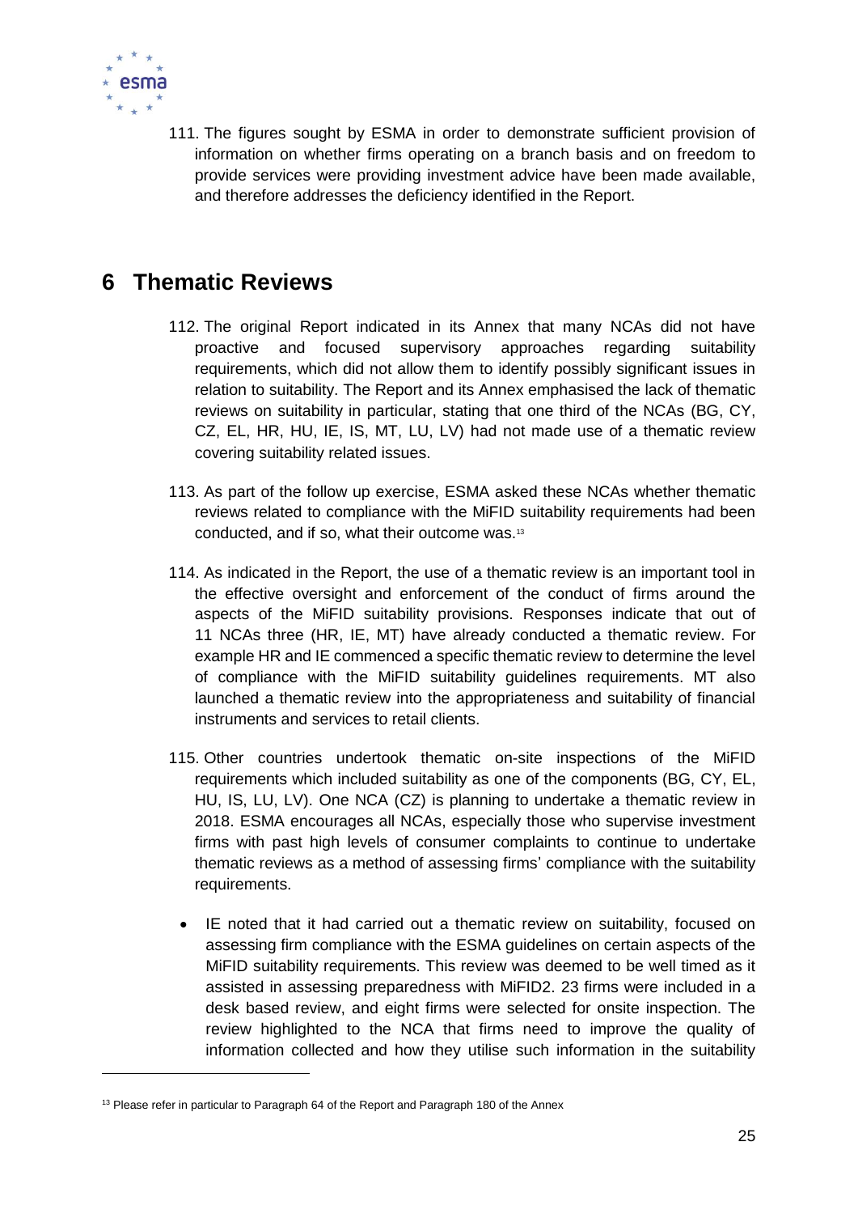111. The figures sought by ESMA in order to demonstrate sufficient provision of information on whether firms operating on a branch basis and on freedom to provide services were providing investment advice have been made available, and therefore addresses the deficiency identified in the Report.

# 6 Thematic Reviews

112. The original Report indicated in its Annex that many NCAs did not have proactive and focused supervisory approaches regarding suitability requirements, which did not allow them to identify possibly significant issues in relation to suitability. The Report and its Annex emphasised the lack of thematic reviews on suitability in particular, stating that one third of the NCAs (BG, CY, CZ, EL, HR, HU, IE, IS, MT, LU, LV) had not made use of a thematic review covering suitability related issues.

113. As part of the follow up exercise, ESMA asked these NCAs whether thematic reviews related to compliance with the MiFID suitability requirements had been conducted, and if so, what their outcome was.[13]

114. As indicated in the Report, the use of a thematic review is an important tool in the effective oversight and enforcement of the conduct of firms around the aspects of the MiFID suitability provisions. Responses indicate that out of 11 NCAs three (HR, IE, MT) have already conducted a thematic review. For example HR and IE commenced a specific thematic review to determine the level of compliance with the MiFID suitability guidelines requirements. MT also launched a thematic review into the appropriateness and suitability of financial instruments and services to retail clients.

115. Other countries undertook thematic on-site inspections of the MiFID requirements which included suitability as one of the components (BG, CY, EL, HU, IS, LU, LV). One NCA (CZ) is planning to undertake a thematic review in 2018. ESMA encourages all NCAs, especially those who supervise investment firms with past high levels of consumer complaints to continue to undertake thematic reviews as a method of assessing firms' compliance with the suitability requirements.

- IE noted that it had carried out a thematic review on suitability, focused on assessing firm compliance with the ESMA guidelines on certain aspects of the MiFID suitability requirements. This review was deemed to be well timed as it assisted in assessing preparedness with MiFID2. 23 firms were included in a desk based review, and eight firms were selected for onsite inspection. The review highlighted to the NCA that firms need to improve the quality of information collected and how they utilise such information in the suitability

[13] Please refer in particular to Paragraph 64 of the Report and Paragraph 180 of the Annex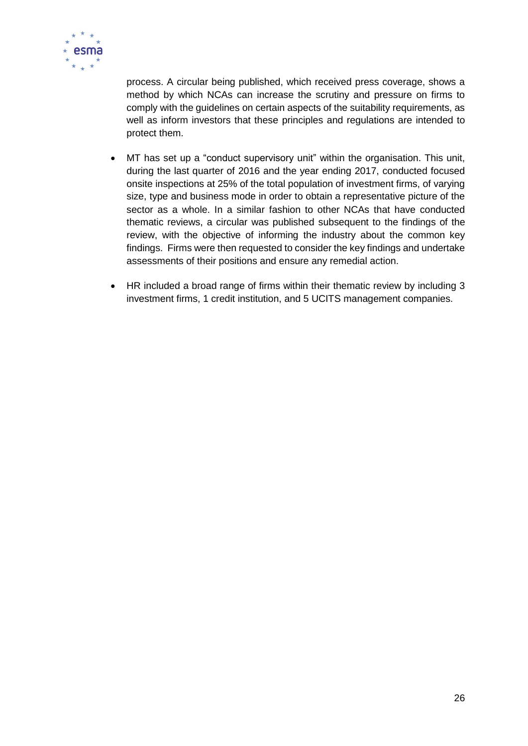process. A circular being published, which received press coverage, shows a method by which NCAs can increase the scrutiny and pressure on firms to comply with the guidelines on certain aspects of the suitability requirements, as well as inform investors that these principles and regulations are intended to protect them.

- MT has set up a "conduct supervisory unit" within the organisation. This unit, during the last quarter of 2016 and the year ending 2017, conducted focused onsite inspections at 25% of the total population of investment firms, of varying size, type and business mode in order to obtain a representative picture of the sector as a whole. In a similar fashion to other NCAs that have conducted thematic reviews, a circular was published subsequent to the findings of the review, with the objective of informing the industry about the common key findings. Firms were then requested to consider the key findings and undertake assessments of their positions and ensure any remedial action.

- HR included a broad range of firms within their thematic review by including 3 investment firms, 1 credit institution, and 5 UCITS management companies.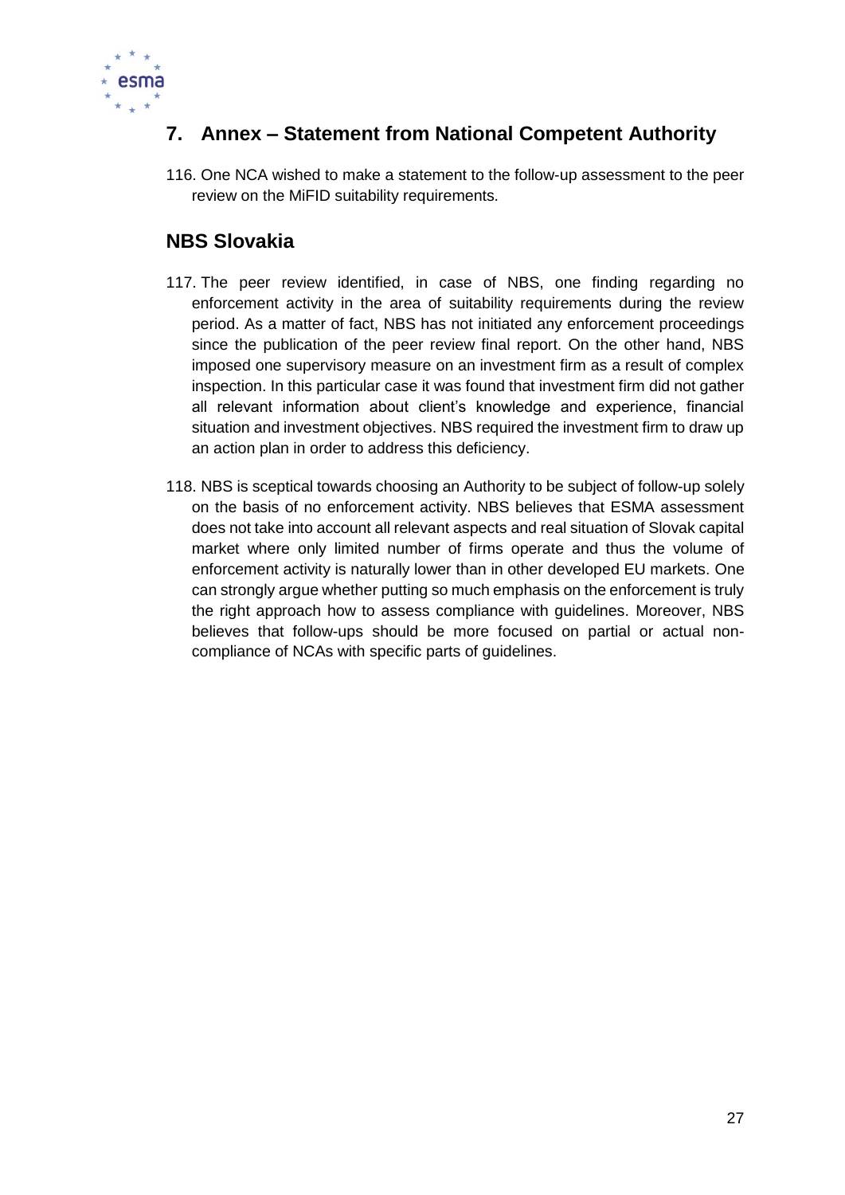## 7. Annex – Statement from National Competent Authority

116. One NCA wished to make a statement to the follow-up assessment to the peer review on the MiFID suitability requirements.

## NBS Slovakia

117. The peer review identified, in case of NBS, one finding regarding no enforcement activity in the area of suitability requirements during the review period. As a matter of fact, NBS has not initiated any enforcement proceedings since the publication of the peer review final report. On the other hand, NBS imposed one supervisory measure on an investment firm as a result of complex inspection. In this particular case it was found that investment firm did not gather all relevant information about client's knowledge and experience, financial situation and investment objectives. NBS required the investment firm to draw up an action plan in order to address this deficiency.

118. NBS is sceptical towards choosing an Authority to be subject of follow-up solely on the basis of no enforcement activity. NBS believes that ESMA assessment does not take into account all relevant aspects and real situation of Slovak capital market where only limited number of firms operate and thus the volume of enforcement activity is naturally lower than in other developed EU markets. One can strongly argue whether putting so much emphasis on the enforcement is truly the right approach how to assess compliance with guidelines. Moreover, NBS believes that follow-ups should be more focused on partial or actual non-compliance of NCAs with specific parts of guidelines.